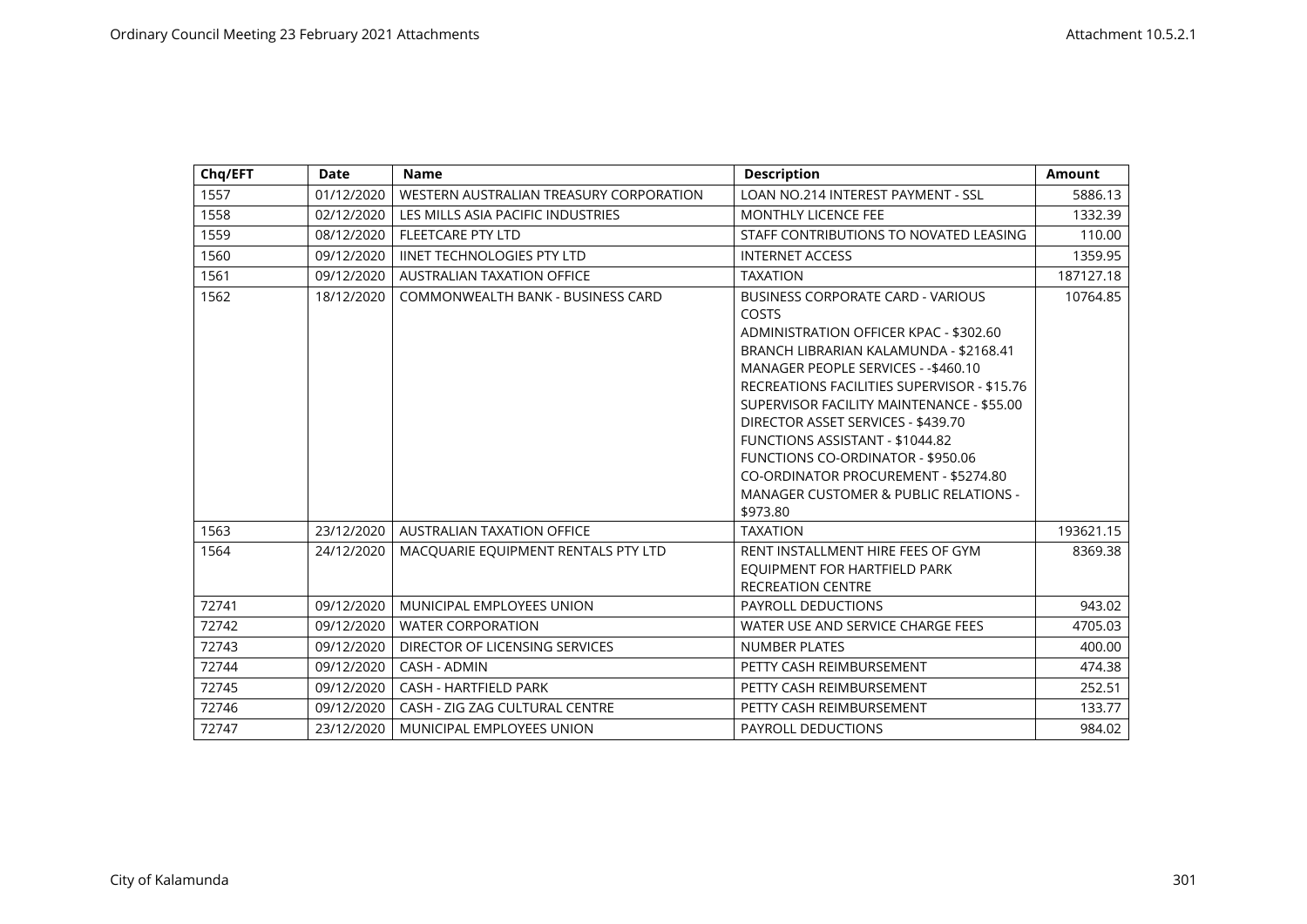| Chq/EFT | Date | Name | Description | Amount |
|---|---|---|---|---|
| 1557 | 01/12/2020 | WESTERN AUSTRALIAN TREASURY CORPORATION | LOAN NO.214 INTEREST PAYMENT - SSL | 5886.13 |
| 1558 | 02/12/2020 | LES MILLS ASIA PACIFIC INDUSTRIES | MONTHLY LICENCE FEE | 1332.39 |
| 1559 | 08/12/2020 | FLEETCARE PTY LTD | STAFF CONTRIBUTIONS TO NOVATED LEASING | 110.00 |
| 1560 | 09/12/2020 | IINET TECHNOLOGIES PTY LTD | INTERNET ACCESS | 1359.95 |
| 1561 | 09/12/2020 | AUSTRALIAN TAXATION OFFICE | TAXATION | 187127.18 |
| 1562 | 18/12/2020 | COMMONWEALTH BANK - BUSINESS CARD | BUSINESS CORPORATE CARD - VARIOUS COSTS<br>ADMINISTRATION OFFICER KPAC - $302.60<br>BRANCH LIBRARIAN KALAMUNDA - $2168.41<br>MANAGER PEOPLE SERVICES - -$460.10<br>RECREATIONS FACILITIES SUPERVISOR - $15.76<br>SUPERVISOR FACILITY MAINTENANCE - $55.00<br>DIRECTOR ASSET SERVICES - $439.70<br>FUNCTIONS ASSISTANT - $1044.82<br>FUNCTIONS CO-ORDINATOR - $950.06<br>CO-ORDINATOR PROCUREMENT - $5274.80<br>MANAGER CUSTOMER & PUBLIC RELATIONS - $973.80 | 10764.85 |
| 1563 | 23/12/2020 | AUSTRALIAN TAXATION OFFICE | TAXATION | 193621.15 |
| 1564 | 24/12/2020 | MACQUARIE EQUIPMENT RENTALS PTY LTD | RENT INSTALLMENT HIRE FEES OF GYM EQUIPMENT FOR HARTFIELD PARK RECREATION CENTRE | 8369.38 |
| 72741 | 09/12/2020 | MUNICIPAL EMPLOYEES UNION | PAYROLL DEDUCTIONS | 943.02 |
| 72742 | 09/12/2020 | WATER CORPORATION | WATER USE AND SERVICE CHARGE FEES | 4705.03 |
| 72743 | 09/12/2020 | DIRECTOR OF LICENSING SERVICES | NUMBER PLATES | 400.00 |
| 72744 | 09/12/2020 | CASH - ADMIN | PETTY CASH REIMBURSEMENT | 474.38 |
| 72745 | 09/12/2020 | CASH - HARTFIELD PARK | PETTY CASH REIMBURSEMENT | 252.51 |
| 72746 | 09/12/2020 | CASH - ZIG ZAG CULTURAL CENTRE | PETTY CASH REIMBURSEMENT | 133.77 |
| 72747 | 23/12/2020 | MUNICIPAL EMPLOYEES UNION | PAYROLL DEDUCTIONS | 984.02 |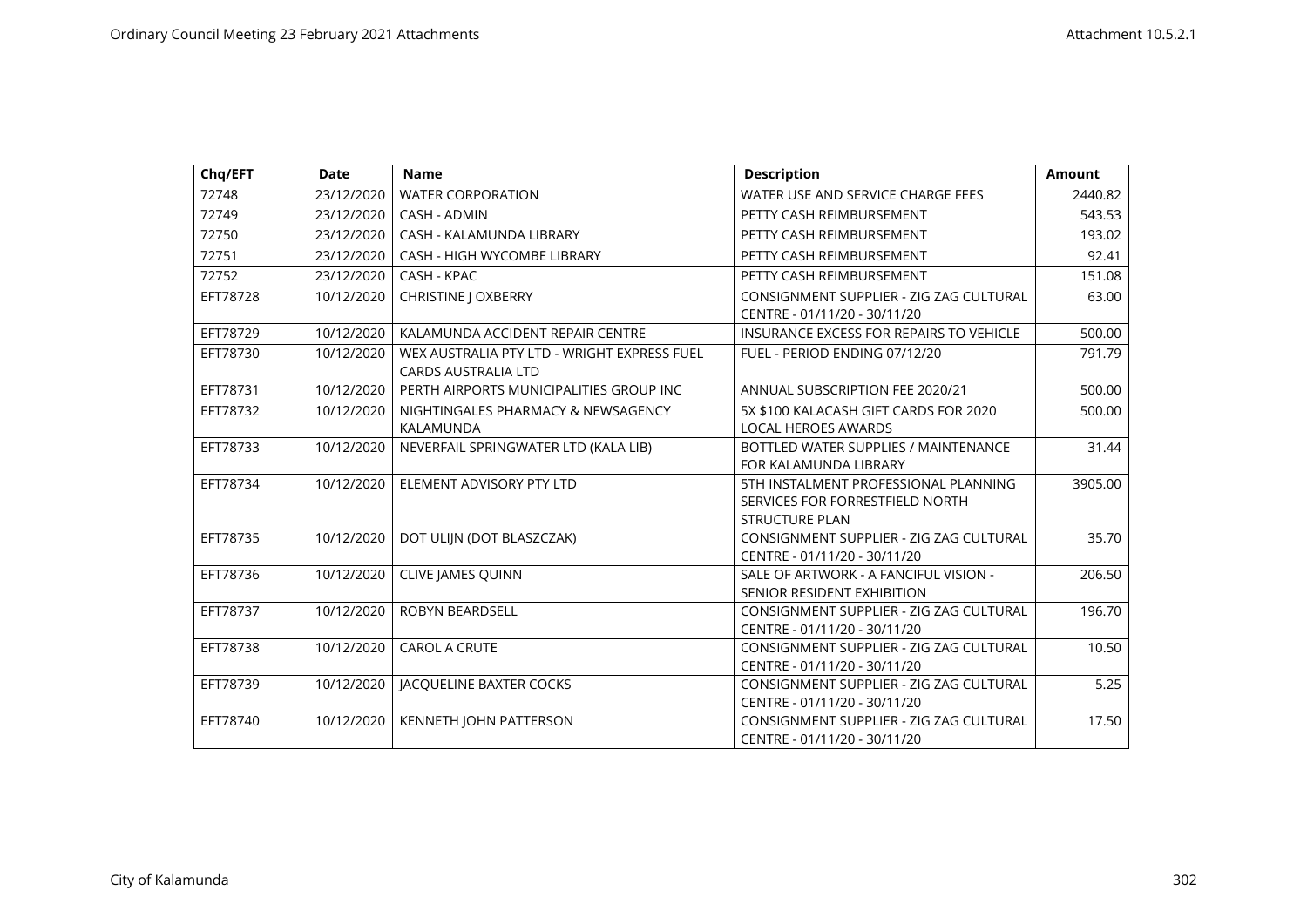| Chq/EFT | Date | Name | Description | Amount |
|---|---|---|---|---|
| 72748 | 23/12/2020 | WATER CORPORATION | WATER USE AND SERVICE CHARGE FEES | 2440.82 |
| 72749 | 23/12/2020 | CASH - ADMIN | PETTY CASH REIMBURSEMENT | 543.53 |
| 72750 | 23/12/2020 | CASH - KALAMUNDA LIBRARY | PETTY CASH REIMBURSEMENT | 193.02 |
| 72751 | 23/12/2020 | CASH - HIGH WYCOMBE LIBRARY | PETTY CASH REIMBURSEMENT | 92.41 |
| 72752 | 23/12/2020 | CASH - KPAC | PETTY CASH REIMBURSEMENT | 151.08 |
| EFT78728 | 10/12/2020 | CHRISTINE J OXBERRY | CONSIGNMENT SUPPLIER - ZIG ZAG CULTURAL CENTRE - 01/11/20 - 30/11/20 | 63.00 |
| EFT78729 | 10/12/2020 | KALAMUNDA ACCIDENT REPAIR CENTRE | INSURANCE EXCESS FOR REPAIRS TO VEHICLE | 500.00 |
| EFT78730 | 10/12/2020 | WEX AUSTRALIA PTY LTD - WRIGHT EXPRESS FUEL CARDS AUSTRALIA LTD | FUEL - PERIOD ENDING 07/12/20 | 791.79 |
| EFT78731 | 10/12/2020 | PERTH AIRPORTS MUNICIPALITIES GROUP INC | ANNUAL SUBSCRIPTION FEE 2020/21 | 500.00 |
| EFT78732 | 10/12/2020 | NIGHTINGALES PHARMACY & NEWSAGENCY KALAMUNDA | 5X $100 KALACASH GIFT CARDS FOR 2020 LOCAL HEROES AWARDS | 500.00 |
| EFT78733 | 10/12/2020 | NEVERFAIL SPRINGWATER LTD (KALA LIB) | BOTTLED WATER SUPPLIES / MAINTENANCE FOR KALAMUNDA LIBRARY | 31.44 |
| EFT78734 | 10/12/2020 | ELEMENT ADVISORY PTY LTD | 5TH INSTALMENT PROFESSIONAL PLANNING SERVICES FOR FORRESTFIELD NORTH STRUCTURE PLAN | 3905.00 |
| EFT78735 | 10/12/2020 | DOT ULIJN (DOT BLASZCZAK) | CONSIGNMENT SUPPLIER - ZIG ZAG CULTURAL CENTRE - 01/11/20 - 30/11/20 | 35.70 |
| EFT78736 | 10/12/2020 | CLIVE JAMES QUINN | SALE OF ARTWORK - A FANCIFUL VISION - SENIOR RESIDENT EXHIBITION | 206.50 |
| EFT78737 | 10/12/2020 | ROBYN BEARDSELL | CONSIGNMENT SUPPLIER - ZIG ZAG CULTURAL CENTRE - 01/11/20 - 30/11/20 | 196.70 |
| EFT78738 | 10/12/2020 | CAROL A CRUTE | CONSIGNMENT SUPPLIER - ZIG ZAG CULTURAL CENTRE - 01/11/20 - 30/11/20 | 10.50 |
| EFT78739 | 10/12/2020 | JACQUELINE BAXTER COCKS | CONSIGNMENT SUPPLIER - ZIG ZAG CULTURAL CENTRE - 01/11/20 - 30/11/20 | 5.25 |
| EFT78740 | 10/12/2020 | KENNETH JOHN PATTERSON | CONSIGNMENT SUPPLIER - ZIG ZAG CULTURAL CENTRE - 01/11/20 - 30/11/20 | 17.50 |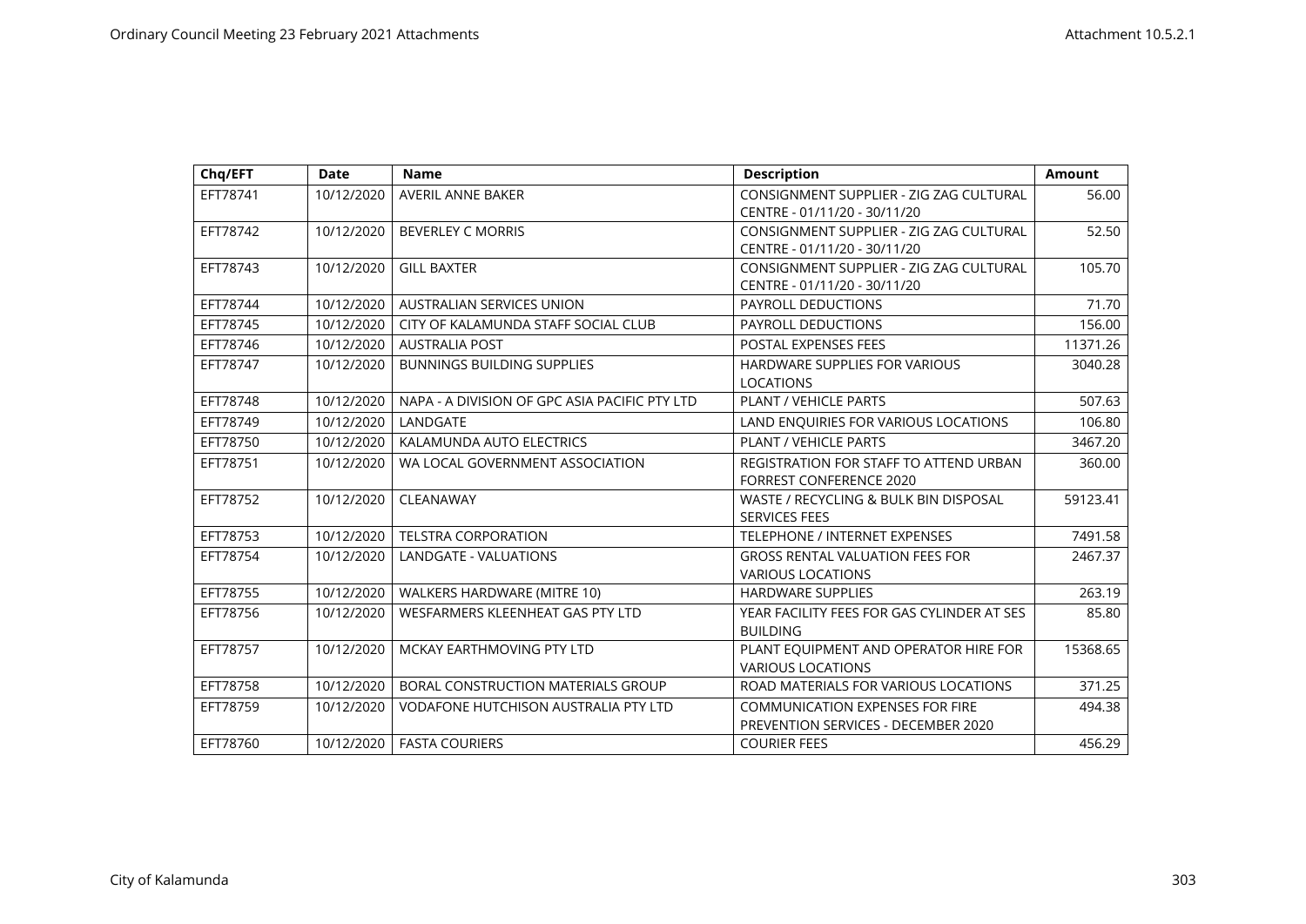| Chq/EFT | Date | Name | Description | Amount |
|---|---|---|---|---|
| EFT78741 | 10/12/2020 | AVERIL ANNE BAKER | CONSIGNMENT SUPPLIER - ZIG ZAG CULTURAL CENTRE - 01/11/20 - 30/11/20 | 56.00 |
| EFT78742 | 10/12/2020 | BEVERLEY C MORRIS | CONSIGNMENT SUPPLIER - ZIG ZAG CULTURAL CENTRE - 01/11/20 - 30/11/20 | 52.50 |
| EFT78743 | 10/12/2020 | GILL BAXTER | CONSIGNMENT SUPPLIER - ZIG ZAG CULTURAL CENTRE - 01/11/20 - 30/11/20 | 105.70 |
| EFT78744 | 10/12/2020 | AUSTRALIAN SERVICES UNION | PAYROLL DEDUCTIONS | 71.70 |
| EFT78745 | 10/12/2020 | CITY OF KALAMUNDA STAFF SOCIAL CLUB | PAYROLL DEDUCTIONS | 156.00 |
| EFT78746 | 10/12/2020 | AUSTRALIA POST | POSTAL EXPENSES FEES | 11371.26 |
| EFT78747 | 10/12/2020 | BUNNINGS BUILDING SUPPLIES | HARDWARE SUPPLIES FOR VARIOUS LOCATIONS | 3040.28 |
| EFT78748 | 10/12/2020 | NAPA - A DIVISION OF GPC ASIA PACIFIC PTY LTD | PLANT / VEHICLE PARTS | 507.63 |
| EFT78749 | 10/12/2020 | LANDGATE | LAND ENQUIRIES FOR VARIOUS LOCATIONS | 106.80 |
| EFT78750 | 10/12/2020 | KALAMUNDA AUTO ELECTRICS | PLANT / VEHICLE PARTS | 3467.20 |
| EFT78751 | 10/12/2020 | WA LOCAL GOVERNMENT ASSOCIATION | REGISTRATION FOR STAFF TO ATTEND URBAN FORREST CONFERENCE 2020 | 360.00 |
| EFT78752 | 10/12/2020 | CLEANAWAY | WASTE / RECYCLING & BULK BIN DISPOSAL SERVICES FEES | 59123.41 |
| EFT78753 | 10/12/2020 | TELSTRA CORPORATION | TELEPHONE / INTERNET EXPENSES | 7491.58 |
| EFT78754 | 10/12/2020 | LANDGATE - VALUATIONS | GROSS RENTAL VALUATION FEES FOR VARIOUS LOCATIONS | 2467.37 |
| EFT78755 | 10/12/2020 | WALKERS HARDWARE (MITRE 10) | HARDWARE SUPPLIES | 263.19 |
| EFT78756 | 10/12/2020 | WESFARMERS KLEENHEAT GAS PTY LTD | YEAR FACILITY FEES FOR GAS CYLINDER AT SES BUILDING | 85.80 |
| EFT78757 | 10/12/2020 | MCKAY EARTHMOVING PTY LTD | PLANT EQUIPMENT AND OPERATOR HIRE FOR VARIOUS LOCATIONS | 15368.65 |
| EFT78758 | 10/12/2020 | BORAL CONSTRUCTION MATERIALS GROUP | ROAD MATERIALS FOR VARIOUS LOCATIONS | 371.25 |
| EFT78759 | 10/12/2020 | VODAFONE HUTCHISON AUSTRALIA PTY LTD | COMMUNICATION EXPENSES FOR FIRE PREVENTION SERVICES - DECEMBER 2020 | 494.38 |
| EFT78760 | 10/12/2020 | FASTA COURIERS | COURIER FEES | 456.29 |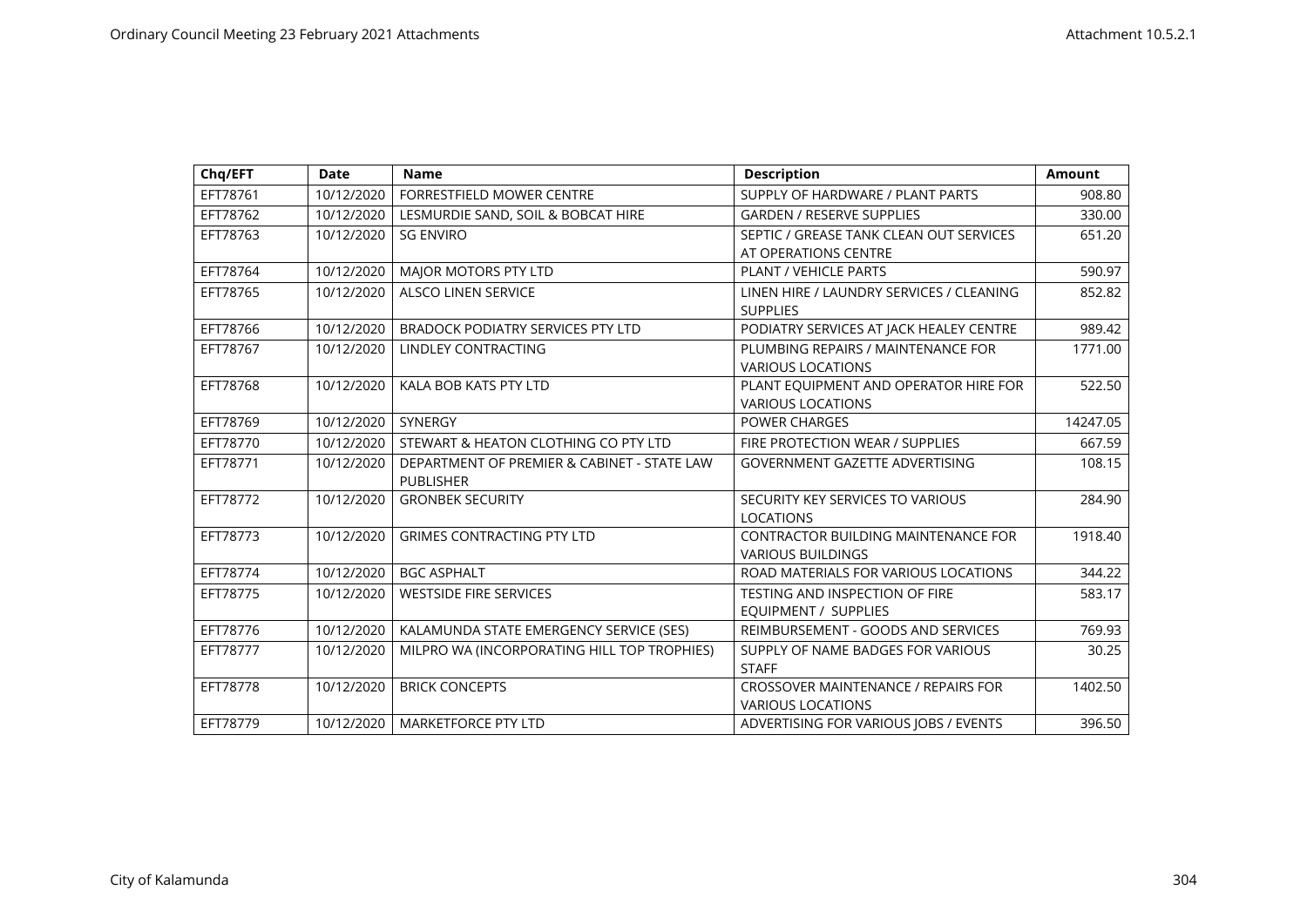| Chq/EFT | Date | Name | Description | Amount |
|---|---|---|---|---|
| EFT78761 | 10/12/2020 | FORRESTFIELD MOWER CENTRE | SUPPLY OF HARDWARE / PLANT PARTS | 908.80 |
| EFT78762 | 10/12/2020 | LESMURDIE SAND, SOIL & BOBCAT HIRE | GARDEN / RESERVE SUPPLIES | 330.00 |
| EFT78763 | 10/12/2020 | SG ENVIRO | SEPTIC / GREASE TANK CLEAN OUT SERVICES AT OPERATIONS CENTRE | 651.20 |
| EFT78764 | 10/12/2020 | MAJOR MOTORS PTY LTD | PLANT / VEHICLE PARTS | 590.97 |
| EFT78765 | 10/12/2020 | ALSCO LINEN SERVICE | LINEN HIRE / LAUNDRY SERVICES / CLEANING SUPPLIES | 852.82 |
| EFT78766 | 10/12/2020 | BRADOCK PODIATRY SERVICES PTY LTD | PODIATRY SERVICES AT JACK HEALEY CENTRE | 989.42 |
| EFT78767 | 10/12/2020 | LINDLEY CONTRACTING | PLUMBING REPAIRS / MAINTENANCE FOR VARIOUS LOCATIONS | 1771.00 |
| EFT78768 | 10/12/2020 | KALA BOB KATS PTY LTD | PLANT EQUIPMENT AND OPERATOR HIRE FOR VARIOUS LOCATIONS | 522.50 |
| EFT78769 | 10/12/2020 | SYNERGY | POWER CHARGES | 14247.05 |
| EFT78770 | 10/12/2020 | STEWART & HEATON CLOTHING CO PTY LTD | FIRE PROTECTION WEAR / SUPPLIES | 667.59 |
| EFT78771 | 10/12/2020 | DEPARTMENT OF PREMIER & CABINET - STATE LAW PUBLISHER | GOVERNMENT GAZETTE ADVERTISING | 108.15 |
| EFT78772 | 10/12/2020 | GRONBEK SECURITY | SECURITY KEY SERVICES TO VARIOUS LOCATIONS | 284.90 |
| EFT78773 | 10/12/2020 | GRIMES CONTRACTING PTY LTD | CONTRACTOR BUILDING MAINTENANCE FOR VARIOUS BUILDINGS | 1918.40 |
| EFT78774 | 10/12/2020 | BGC ASPHALT | ROAD MATERIALS FOR VARIOUS LOCATIONS | 344.22 |
| EFT78775 | 10/12/2020 | WESTSIDE FIRE SERVICES | TESTING AND INSPECTION OF FIRE EQUIPMENT / SUPPLIES | 583.17 |
| EFT78776 | 10/12/2020 | KALAMUNDA STATE EMERGENCY SERVICE (SES) | REIMBURSEMENT - GOODS AND SERVICES | 769.93 |
| EFT78777 | 10/12/2020 | MILPRO WA (INCORPORATING HILL TOP TROPHIES) | SUPPLY OF NAME BADGES FOR VARIOUS STAFF | 30.25 |
| EFT78778 | 10/12/2020 | BRICK CONCEPTS | CROSSOVER MAINTENANCE / REPAIRS FOR VARIOUS LOCATIONS | 1402.50 |
| EFT78779 | 10/12/2020 | MARKETFORCE PTY LTD | ADVERTISING FOR VARIOUS JOBS / EVENTS | 396.50 |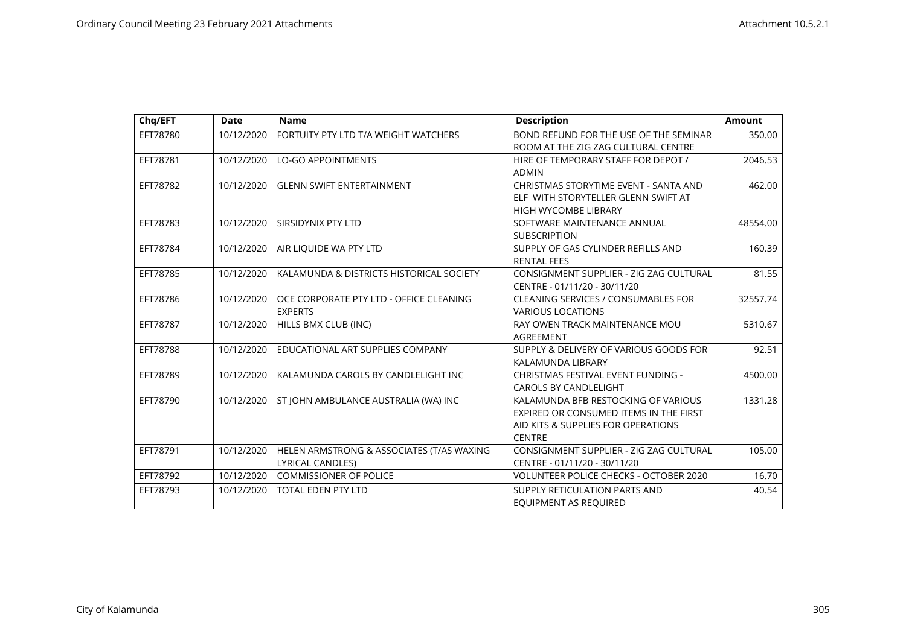| Chq/EFT | Date | Name | Description | Amount |
|---|---|---|---|---|
| EFT78780 | 10/12/2020 | FORTUITY PTY LTD T/A WEIGHT WATCHERS | BOND REFUND FOR THE USE OF THE SEMINAR ROOM AT THE ZIG ZAG CULTURAL CENTRE | 350.00 |
| EFT78781 | 10/12/2020 | LO-GO APPOINTMENTS | HIRE OF TEMPORARY STAFF FOR DEPOT / ADMIN | 2046.53 |
| EFT78782 | 10/12/2020 | GLENN SWIFT ENTERTAINMENT | CHRISTMAS STORYTIME EVENT - SANTA AND ELF WITH STORYTELLER GLENN SWIFT AT HIGH WYCOMBE LIBRARY | 462.00 |
| EFT78783 | 10/12/2020 | SIRSIDYNIX PTY LTD | SOFTWARE MAINTENANCE ANNUAL SUBSCRIPTION | 48554.00 |
| EFT78784 | 10/12/2020 | AIR LIQUIDE WA PTY LTD | SUPPLY OF GAS CYLINDER REFILLS AND RENTAL FEES | 160.39 |
| EFT78785 | 10/12/2020 | KALAMUNDA & DISTRICTS HISTORICAL SOCIETY | CONSIGNMENT SUPPLIER - ZIG ZAG CULTURAL CENTRE - 01/11/20 - 30/11/20 | 81.55 |
| EFT78786 | 10/12/2020 | OCE CORPORATE PTY LTD - OFFICE CLEANING EXPERTS | CLEANING SERVICES / CONSUMABLES FOR VARIOUS LOCATIONS | 32557.74 |
| EFT78787 | 10/12/2020 | HILLS BMX CLUB (INC) | RAY OWEN TRACK MAINTENANCE MOU AGREEMENT | 5310.67 |
| EFT78788 | 10/12/2020 | EDUCATIONAL ART SUPPLIES COMPANY | SUPPLY & DELIVERY OF VARIOUS GOODS FOR KALAMUNDA LIBRARY | 92.51 |
| EFT78789 | 10/12/2020 | KALAMUNDA CAROLS BY CANDLELIGHT INC | CHRISTMAS FESTIVAL EVENT FUNDING - CAROLS BY CANDLELIGHT | 4500.00 |
| EFT78790 | 10/12/2020 | ST JOHN AMBULANCE AUSTRALIA (WA) INC | KALAMUNDA BFB RESTOCKING OF VARIOUS EXPIRED OR CONSUMED ITEMS IN THE FIRST AID KITS & SUPPLIES FOR OPERATIONS CENTRE | 1331.28 |
| EFT78791 | 10/12/2020 | HELEN ARMSTRONG & ASSOCIATES (T/AS WAXING LYRICAL CANDLES) | CONSIGNMENT SUPPLIER - ZIG ZAG CULTURAL CENTRE - 01/11/20 - 30/11/20 | 105.00 |
| EFT78792 | 10/12/2020 | COMMISSIONER OF POLICE | VOLUNTEER POLICE CHECKS - OCTOBER 2020 | 16.70 |
| EFT78793 | 10/12/2020 | TOTAL EDEN PTY LTD | SUPPLY RETICULATION PARTS AND EQUIPMENT AS REQUIRED | 40.54 |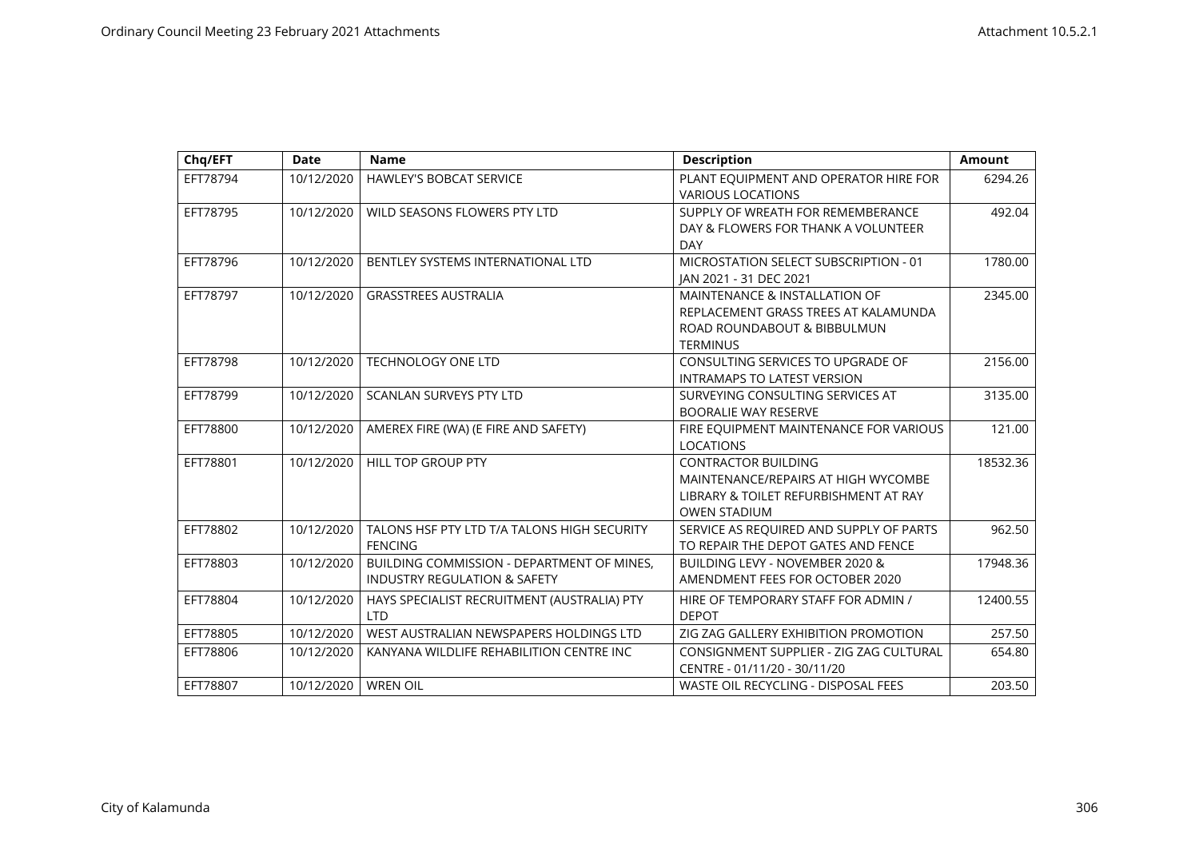| Chq/EFT | Date | Name | Description | Amount |
|---|---|---|---|---|
| EFT78794 | 10/12/2020 | HAWLEY'S BOBCAT SERVICE | PLANT EQUIPMENT AND OPERATOR HIRE FOR VARIOUS LOCATIONS | 6294.26 |
| EFT78795 | 10/12/2020 | WILD SEASONS FLOWERS PTY LTD | SUPPLY OF WREATH FOR REMEMBERANCE DAY & FLOWERS FOR THANK A VOLUNTEER DAY | 492.04 |
| EFT78796 | 10/12/2020 | BENTLEY SYSTEMS INTERNATIONAL LTD | MICROSTATION SELECT SUBSCRIPTION - 01 JAN 2021 - 31 DEC 2021 | 1780.00 |
| EFT78797 | 10/12/2020 | GRASSTREES AUSTRALIA | MAINTENANCE & INSTALLATION OF REPLACEMENT GRASS TREES AT KALAMUNDA ROAD ROUNDABOUT & BIBBULMUN TERMINUS | 2345.00 |
| EFT78798 | 10/12/2020 | TECHNOLOGY ONE LTD | CONSULTING SERVICES TO UPGRADE OF INTRAMAPS TO LATEST VERSION | 2156.00 |
| EFT78799 | 10/12/2020 | SCANLAN SURVEYS PTY LTD | SURVEYING CONSULTING SERVICES AT BOORALIE WAY RESERVE | 3135.00 |
| EFT78800 | 10/12/2020 | AMEREX FIRE (WA) (E FIRE AND SAFETY) | FIRE EQUIPMENT MAINTENANCE FOR VARIOUS LOCATIONS | 121.00 |
| EFT78801 | 10/12/2020 | HILL TOP GROUP PTY | CONTRACTOR BUILDING MAINTENANCE/REPAIRS AT HIGH WYCOMBE LIBRARY & TOILET REFURBISHMENT AT RAY OWEN STADIUM | 18532.36 |
| EFT78802 | 10/12/2020 | TALONS HSF PTY LTD T/A TALONS HIGH SECURITY FENCING | SERVICE AS REQUIRED AND SUPPLY OF PARTS TO REPAIR THE DEPOT GATES AND FENCE | 962.50 |
| EFT78803 | 10/12/2020 | BUILDING COMMISSION - DEPARTMENT OF MINES, INDUSTRY REGULATION & SAFETY | BUILDING LEVY - NOVEMBER 2020 & AMENDMENT FEES FOR OCTOBER 2020 | 17948.36 |
| EFT78804 | 10/12/2020 | HAYS SPECIALIST RECRUITMENT (AUSTRALIA) PTY LTD | HIRE OF TEMPORARY STAFF FOR ADMIN / DEPOT | 12400.55 |
| EFT78805 | 10/12/2020 | WEST AUSTRALIAN NEWSPAPERS HOLDINGS LTD | ZIG ZAG GALLERY EXHIBITION PROMOTION | 257.50 |
| EFT78806 | 10/12/2020 | KANYANA WILDLIFE REHABILITION CENTRE INC | CONSIGNMENT SUPPLIER - ZIG ZAG CULTURAL CENTRE - 01/11/20 - 30/11/20 | 654.80 |
| EFT78807 | 10/12/2020 | WREN OIL | WASTE OIL RECYCLING - DISPOSAL FEES | 203.50 |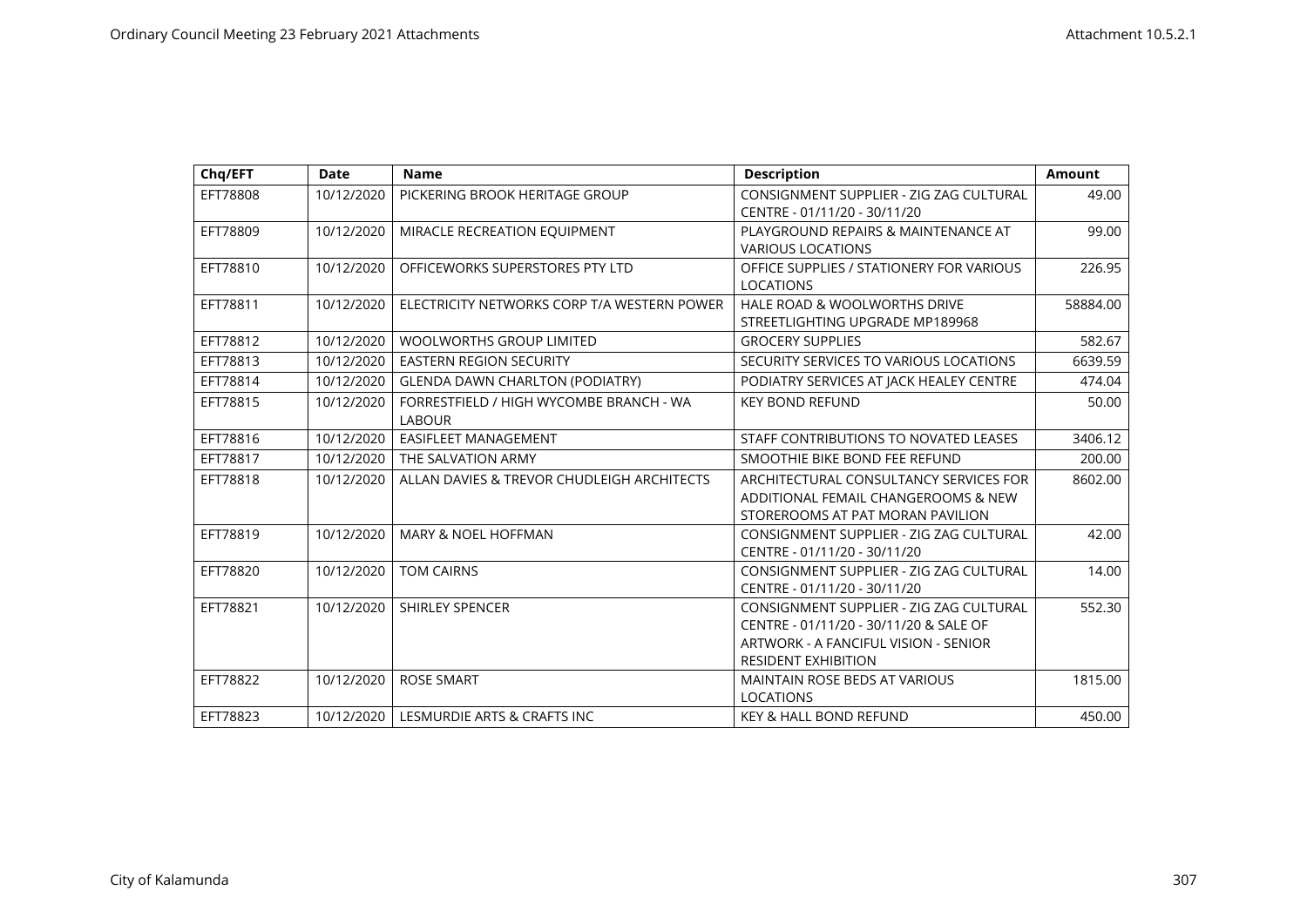| Chq/EFT | Date | Name | Description | Amount |
|---|---|---|---|---|
| EFT78808 | 10/12/2020 | PICKERING BROOK HERITAGE GROUP | CONSIGNMENT SUPPLIER - ZIG ZAG CULTURAL CENTRE - 01/11/20 - 30/11/20 | 49.00 |
| EFT78809 | 10/12/2020 | MIRACLE RECREATION EQUIPMENT | PLAYGROUND REPAIRS & MAINTENANCE AT VARIOUS LOCATIONS | 99.00 |
| EFT78810 | 10/12/2020 | OFFICEWORKS SUPERSTORES PTY LTD | OFFICE SUPPLIES / STATIONERY FOR VARIOUS LOCATIONS | 226.95 |
| EFT78811 | 10/12/2020 | ELECTRICITY NETWORKS CORP T/A WESTERN POWER | HALE ROAD & WOOLWORTHS DRIVE STREETLIGHTING UPGRADE MP189968 | 58884.00 |
| EFT78812 | 10/12/2020 | WOOLWORTHS GROUP LIMITED | GROCERY SUPPLIES | 582.67 |
| EFT78813 | 10/12/2020 | EASTERN REGION SECURITY | SECURITY SERVICES TO VARIOUS LOCATIONS | 6639.59 |
| EFT78814 | 10/12/2020 | GLENDA DAWN CHARLTON (PODIATRY) | PODIATRY SERVICES AT JACK HEALEY CENTRE | 474.04 |
| EFT78815 | 10/12/2020 | FORRESTFIELD / HIGH WYCOMBE BRANCH - WA LABOUR | KEY BOND REFUND | 50.00 |
| EFT78816 | 10/12/2020 | EASIFLEET MANAGEMENT | STAFF CONTRIBUTIONS TO NOVATED LEASES | 3406.12 |
| EFT78817 | 10/12/2020 | THE SALVATION ARMY | SMOOTHIE BIKE BOND FEE REFUND | 200.00 |
| EFT78818 | 10/12/2020 | ALLAN DAVIES & TREVOR CHUDLEIGH ARCHITECTS | ARCHITECTURAL CONSULTANCY SERVICES FOR ADDITIONAL FEMAIL CHANGEROOMS & NEW STOREROOMS AT PAT MORAN PAVILION | 8602.00 |
| EFT78819 | 10/12/2020 | MARY & NOEL HOFFMAN | CONSIGNMENT SUPPLIER - ZIG ZAG CULTURAL CENTRE - 01/11/20 - 30/11/20 | 42.00 |
| EFT78820 | 10/12/2020 | TOM CAIRNS | CONSIGNMENT SUPPLIER - ZIG ZAG CULTURAL CENTRE - 01/11/20 - 30/11/20 | 14.00 |
| EFT78821 | 10/12/2020 | SHIRLEY SPENCER | CONSIGNMENT SUPPLIER - ZIG ZAG CULTURAL CENTRE - 01/11/20 - 30/11/20 & SALE OF ARTWORK - A FANCIFUL VISION - SENIOR RESIDENT EXHIBITION | 552.30 |
| EFT78822 | 10/12/2020 | ROSE SMART | MAINTAIN ROSE BEDS AT VARIOUS LOCATIONS | 1815.00 |
| EFT78823 | 10/12/2020 | LESMURDIE ARTS & CRAFTS INC | KEY & HALL BOND REFUND | 450.00 |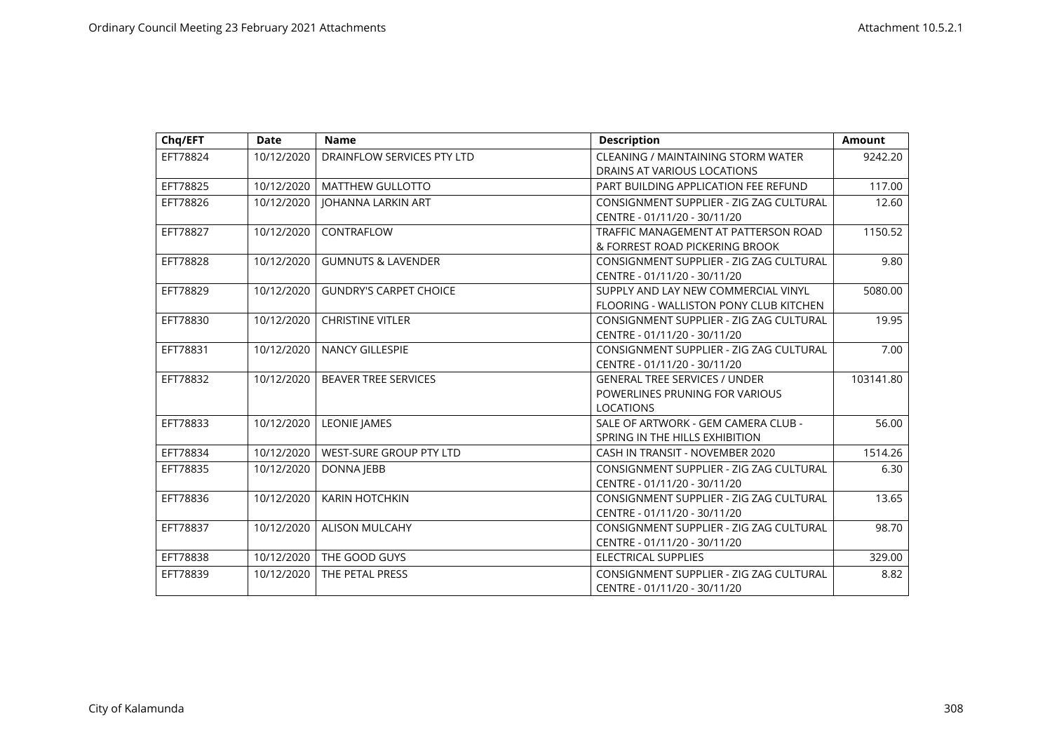| Chq/EFT | Date | Name | Description | Amount |
|---|---|---|---|---|
| EFT78824 | 10/12/2020 | DRAINFLOW SERVICES PTY LTD | CLEANING / MAINTAINING STORM WATER DRAINS AT VARIOUS LOCATIONS | 9242.20 |
| EFT78825 | 10/12/2020 | MATTHEW GULLOTTO | PART BUILDING APPLICATION FEE REFUND | 117.00 |
| EFT78826 | 10/12/2020 | JOHANNA LARKIN ART | CONSIGNMENT SUPPLIER - ZIG ZAG CULTURAL CENTRE - 01/11/20 - 30/11/20 | 12.60 |
| EFT78827 | 10/12/2020 | CONTRAFLOW | TRAFFIC MANAGEMENT AT PATTERSON ROAD & FORREST ROAD PICKERING BROOK | 1150.52 |
| EFT78828 | 10/12/2020 | GUMNUTS & LAVENDER | CONSIGNMENT SUPPLIER - ZIG ZAG CULTURAL CENTRE - 01/11/20 - 30/11/20 | 9.80 |
| EFT78829 | 10/12/2020 | GUNDRY'S CARPET CHOICE | SUPPLY AND LAY NEW COMMERCIAL VINYL FLOORING - WALLISTON PONY CLUB KITCHEN | 5080.00 |
| EFT78830 | 10/12/2020 | CHRISTINE VITLER | CONSIGNMENT SUPPLIER - ZIG ZAG CULTURAL CENTRE - 01/11/20 - 30/11/20 | 19.95 |
| EFT78831 | 10/12/2020 | NANCY GILLESPIE | CONSIGNMENT SUPPLIER - ZIG ZAG CULTURAL CENTRE - 01/11/20 - 30/11/20 | 7.00 |
| EFT78832 | 10/12/2020 | BEAVER TREE SERVICES | GENERAL TREE SERVICES / UNDER POWERLINES PRUNING FOR VARIOUS LOCATIONS | 103141.80 |
| EFT78833 | 10/12/2020 | LEONIE JAMES | SALE OF ARTWORK - GEM CAMERA CLUB - SPRING IN THE HILLS EXHIBITION | 56.00 |
| EFT78834 | 10/12/2020 | WEST-SURE GROUP PTY LTD | CASH IN TRANSIT - NOVEMBER 2020 | 1514.26 |
| EFT78835 | 10/12/2020 | DONNA JEBB | CONSIGNMENT SUPPLIER - ZIG ZAG CULTURAL CENTRE - 01/11/20 - 30/11/20 | 6.30 |
| EFT78836 | 10/12/2020 | KARIN HOTCHKIN | CONSIGNMENT SUPPLIER - ZIG ZAG CULTURAL CENTRE - 01/11/20 - 30/11/20 | 13.65 |
| EFT78837 | 10/12/2020 | ALISON MULCAHY | CONSIGNMENT SUPPLIER - ZIG ZAG CULTURAL CENTRE - 01/11/20 - 30/11/20 | 98.70 |
| EFT78838 | 10/12/2020 | THE GOOD GUYS | ELECTRICAL SUPPLIES | 329.00 |
| EFT78839 | 10/12/2020 | THE PETAL PRESS | CONSIGNMENT SUPPLIER - ZIG ZAG CULTURAL CENTRE - 01/11/20 - 30/11/20 | 8.82 |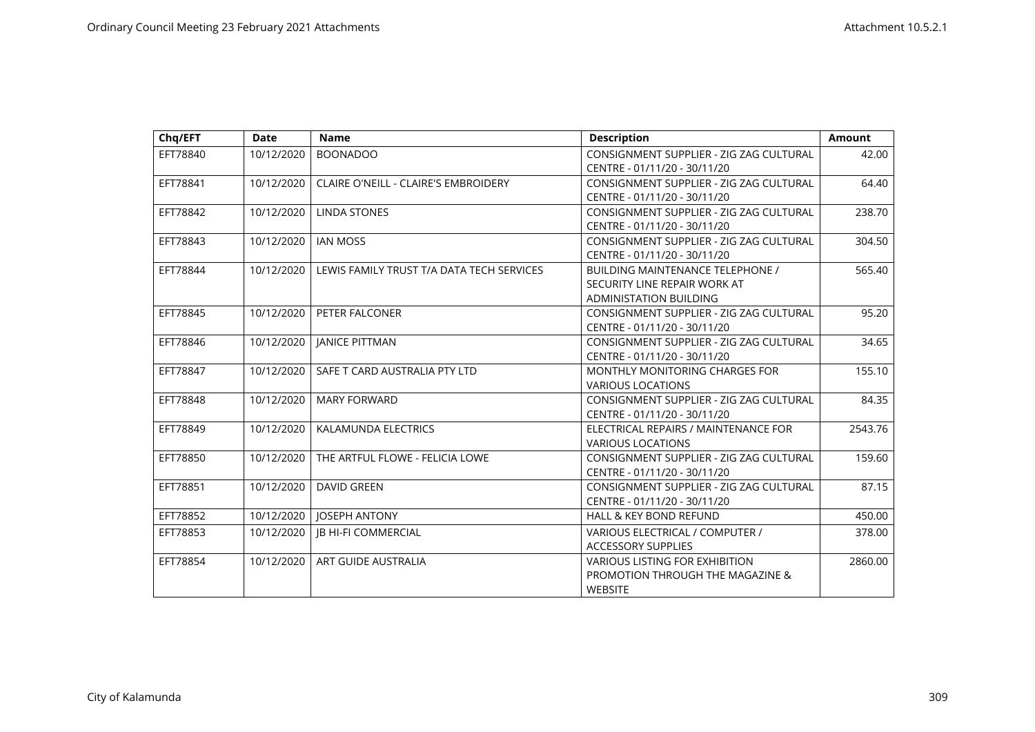| Chq/EFT | Date | Name | Description | Amount |
|---|---|---|---|---|
| EFT78840 | 10/12/2020 | BOONADOO | CONSIGNMENT SUPPLIER - ZIG ZAG CULTURAL CENTRE - 01/11/20 - 30/11/20 | 42.00 |
| EFT78841 | 10/12/2020 | CLAIRE O'NEILL - CLAIRE'S EMBROIDERY | CONSIGNMENT SUPPLIER - ZIG ZAG CULTURAL CENTRE - 01/11/20 - 30/11/20 | 64.40 |
| EFT78842 | 10/12/2020 | LINDA STONES | CONSIGNMENT SUPPLIER - ZIG ZAG CULTURAL CENTRE - 01/11/20 - 30/11/20 | 238.70 |
| EFT78843 | 10/12/2020 | IAN MOSS | CONSIGNMENT SUPPLIER - ZIG ZAG CULTURAL CENTRE - 01/11/20 - 30/11/20 | 304.50 |
| EFT78844 | 10/12/2020 | LEWIS FAMILY TRUST T/A DATA TECH SERVICES | BUILDING MAINTENANCE TELEPHONE / SECURITY LINE REPAIR WORK AT ADMINISTATION BUILDING | 565.40 |
| EFT78845 | 10/12/2020 | PETER FALCONER | CONSIGNMENT SUPPLIER - ZIG ZAG CULTURAL CENTRE - 01/11/20 - 30/11/20 | 95.20 |
| EFT78846 | 10/12/2020 | JANICE PITTMAN | CONSIGNMENT SUPPLIER - ZIG ZAG CULTURAL CENTRE - 01/11/20 - 30/11/20 | 34.65 |
| EFT78847 | 10/12/2020 | SAFE T CARD AUSTRALIA PTY LTD | MONTHLY MONITORING CHARGES FOR VARIOUS LOCATIONS | 155.10 |
| EFT78848 | 10/12/2020 | MARY FORWARD | CONSIGNMENT SUPPLIER - ZIG ZAG CULTURAL CENTRE - 01/11/20 - 30/11/20 | 84.35 |
| EFT78849 | 10/12/2020 | KALAMUNDA ELECTRICS | ELECTRICAL REPAIRS / MAINTENANCE FOR VARIOUS LOCATIONS | 2543.76 |
| EFT78850 | 10/12/2020 | THE ARTFUL FLOWE - FELICIA LOWE | CONSIGNMENT SUPPLIER - ZIG ZAG CULTURAL CENTRE - 01/11/20 - 30/11/20 | 159.60 |
| EFT78851 | 10/12/2020 | DAVID GREEN | CONSIGNMENT SUPPLIER - ZIG ZAG CULTURAL CENTRE - 01/11/20 - 30/11/20 | 87.15 |
| EFT78852 | 10/12/2020 | JOSEPH ANTONY | HALL & KEY BOND REFUND | 450.00 |
| EFT78853 | 10/12/2020 | JB HI-FI COMMERCIAL | VARIOUS ELECTRICAL / COMPUTER / ACCESSORY SUPPLIES | 378.00 |
| EFT78854 | 10/12/2020 | ART GUIDE AUSTRALIA | VARIOUS LISTING FOR EXHIBITION PROMOTION THROUGH THE MAGAZINE & WEBSITE | 2860.00 |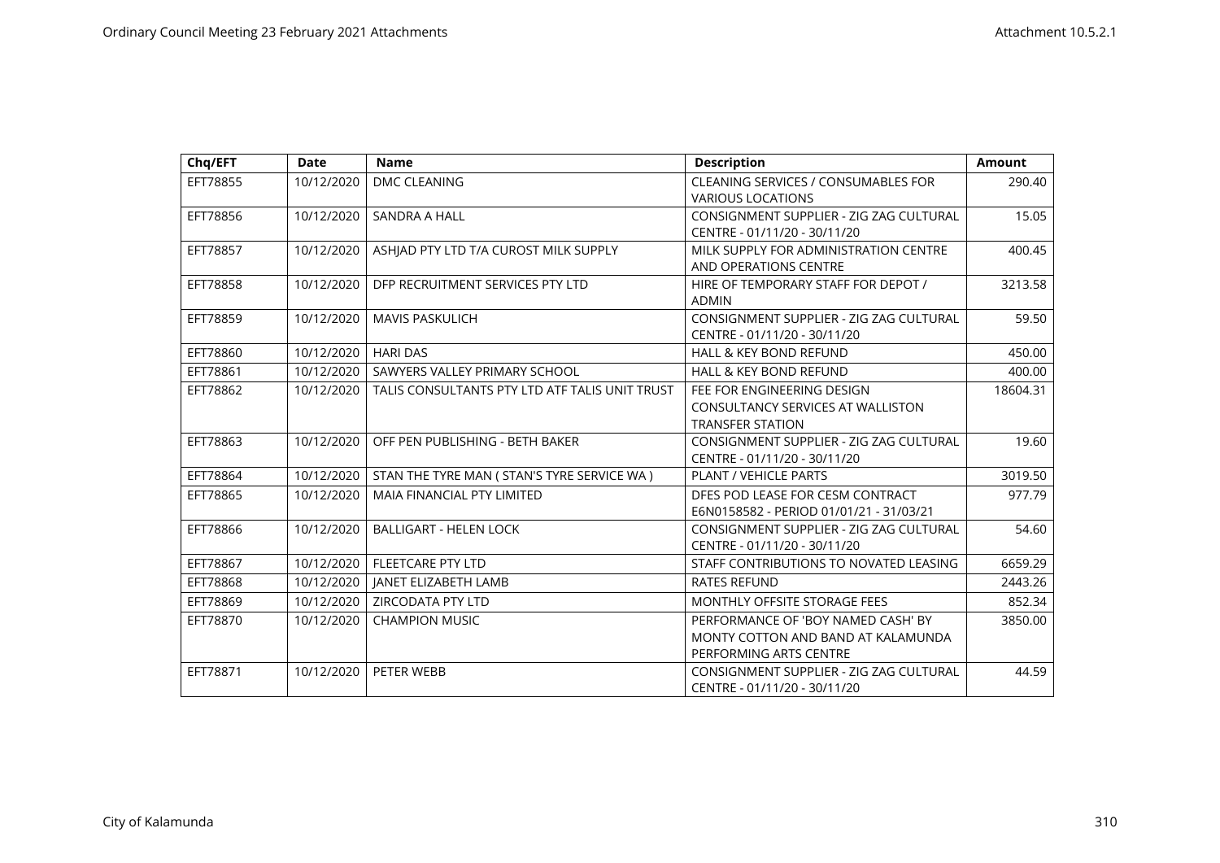| Chq/EFT | Date | Name | Description | Amount |
|---|---|---|---|---|
| EFT78855 | 10/12/2020 | DMC CLEANING | CLEANING SERVICES / CONSUMABLES FOR VARIOUS LOCATIONS | 290.40 |
| EFT78856 | 10/12/2020 | SANDRA A HALL | CONSIGNMENT SUPPLIER - ZIG ZAG CULTURAL CENTRE - 01/11/20 - 30/11/20 | 15.05 |
| EFT78857 | 10/12/2020 | ASHJAD PTY LTD T/A CUROST MILK SUPPLY | MILK SUPPLY FOR ADMINISTRATION CENTRE AND OPERATIONS CENTRE | 400.45 |
| EFT78858 | 10/12/2020 | DFP RECRUITMENT SERVICES PTY LTD | HIRE OF TEMPORARY STAFF FOR DEPOT / ADMIN | 3213.58 |
| EFT78859 | 10/12/2020 | MAVIS PASKULICH | CONSIGNMENT SUPPLIER - ZIG ZAG CULTURAL CENTRE - 01/11/20 - 30/11/20 | 59.50 |
| EFT78860 | 10/12/2020 | HARI DAS | HALL & KEY BOND REFUND | 450.00 |
| EFT78861 | 10/12/2020 | SAWYERS VALLEY PRIMARY SCHOOL | HALL & KEY BOND REFUND | 400.00 |
| EFT78862 | 10/12/2020 | TALIS CONSULTANTS PTY LTD ATF TALIS UNIT TRUST | FEE FOR ENGINEERING DESIGN CONSULTANCY SERVICES AT WALLISTON TRANSFER STATION | 18604.31 |
| EFT78863 | 10/12/2020 | OFF PEN PUBLISHING - BETH BAKER | CONSIGNMENT SUPPLIER - ZIG ZAG CULTURAL CENTRE - 01/11/20 - 30/11/20 | 19.60 |
| EFT78864 | 10/12/2020 | STAN THE TYRE MAN ( STAN'S TYRE SERVICE WA ) | PLANT / VEHICLE PARTS | 3019.50 |
| EFT78865 | 10/12/2020 | MAIA FINANCIAL PTY LIMITED | DFES POD LEASE FOR CESM CONTRACT E6N0158582 - PERIOD 01/01/21 - 31/03/21 | 977.79 |
| EFT78866 | 10/12/2020 | BALLIGART - HELEN LOCK | CONSIGNMENT SUPPLIER - ZIG ZAG CULTURAL CENTRE - 01/11/20 - 30/11/20 | 54.60 |
| EFT78867 | 10/12/2020 | FLEETCARE PTY LTD | STAFF CONTRIBUTIONS TO NOVATED LEASING | 6659.29 |
| EFT78868 | 10/12/2020 | JANET ELIZABETH LAMB | RATES REFUND | 2443.26 |
| EFT78869 | 10/12/2020 | ZIRCODATA PTY LTD | MONTHLY OFFSITE STORAGE FEES | 852.34 |
| EFT78870 | 10/12/2020 | CHAMPION MUSIC | PERFORMANCE OF 'BOY NAMED CASH' BY MONTY COTTON AND BAND AT KALAMUNDA PERFORMING ARTS CENTRE | 3850.00 |
| EFT78871 | 10/12/2020 | PETER WEBB | CONSIGNMENT SUPPLIER - ZIG ZAG CULTURAL CENTRE - 01/11/20 - 30/11/20 | 44.59 |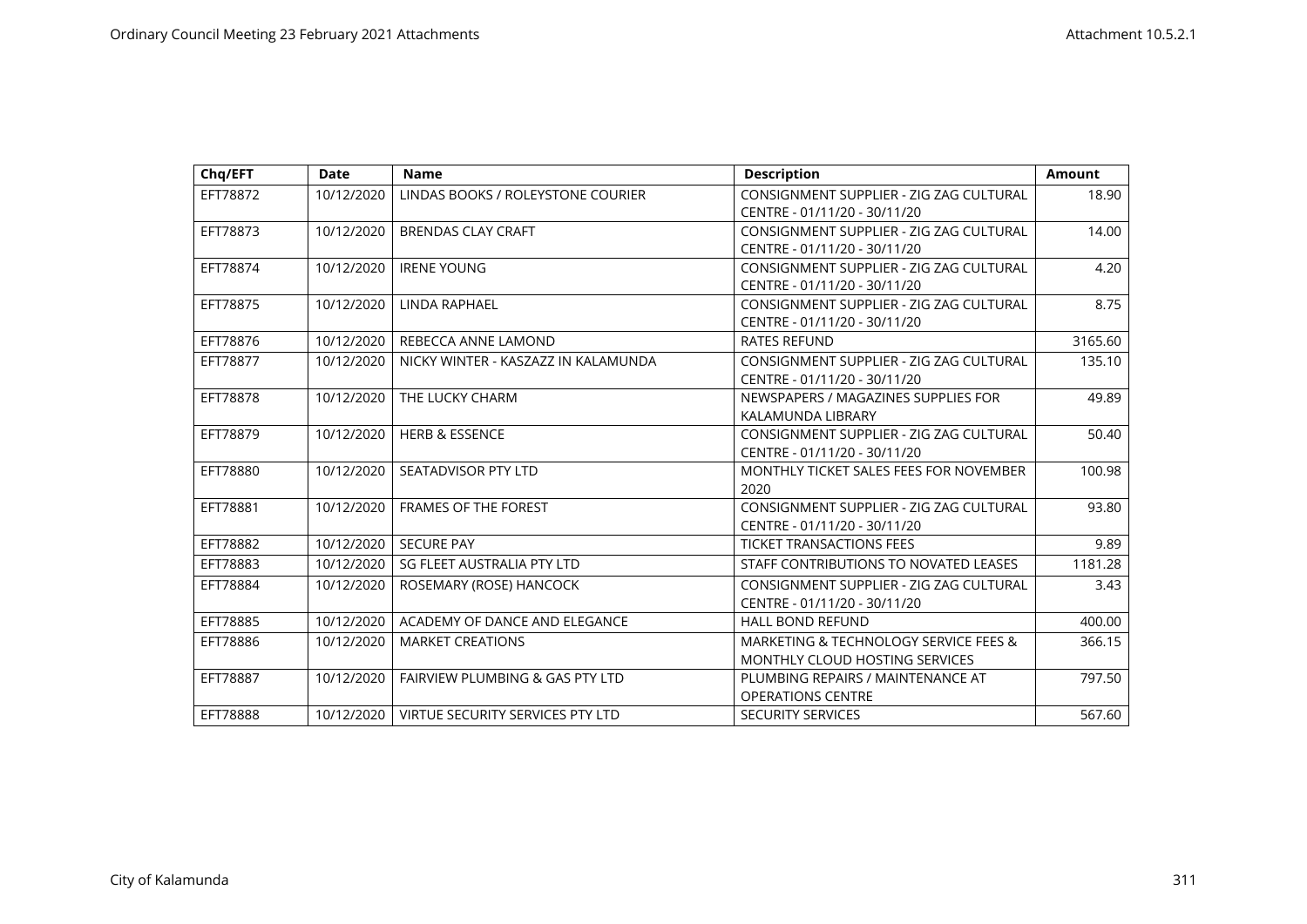| Chq/EFT | Date | Name | Description | Amount |
|---|---|---|---|---|
| EFT78872 | 10/12/2020 | LINDAS BOOKS / ROLEYSTONE COURIER | CONSIGNMENT SUPPLIER - ZIG ZAG CULTURAL CENTRE - 01/11/20 - 30/11/20 | 18.90 |
| EFT78873 | 10/12/2020 | BRENDAS CLAY CRAFT | CONSIGNMENT SUPPLIER - ZIG ZAG CULTURAL CENTRE - 01/11/20 - 30/11/20 | 14.00 |
| EFT78874 | 10/12/2020 | IRENE YOUNG | CONSIGNMENT SUPPLIER - ZIG ZAG CULTURAL CENTRE - 01/11/20 - 30/11/20 | 4.20 |
| EFT78875 | 10/12/2020 | LINDA RAPHAEL | CONSIGNMENT SUPPLIER - ZIG ZAG CULTURAL CENTRE - 01/11/20 - 30/11/20 | 8.75 |
| EFT78876 | 10/12/2020 | REBECCA ANNE LAMOND | RATES REFUND | 3165.60 |
| EFT78877 | 10/12/2020 | NICKY WINTER - KASZAZZ IN KALAMUNDA | CONSIGNMENT SUPPLIER - ZIG ZAG CULTURAL CENTRE - 01/11/20 - 30/11/20 | 135.10 |
| EFT78878 | 10/12/2020 | THE LUCKY CHARM | NEWSPAPERS / MAGAZINES SUPPLIES FOR KALAMUNDA LIBRARY | 49.89 |
| EFT78879 | 10/12/2020 | HERB & ESSENCE | CONSIGNMENT SUPPLIER - ZIG ZAG CULTURAL CENTRE - 01/11/20 - 30/11/20 | 50.40 |
| EFT78880 | 10/12/2020 | SEATADVISOR PTY LTD | MONTHLY TICKET SALES FEES FOR NOVEMBER 2020 | 100.98 |
| EFT78881 | 10/12/2020 | FRAMES OF THE FOREST | CONSIGNMENT SUPPLIER - ZIG ZAG CULTURAL CENTRE - 01/11/20 - 30/11/20 | 93.80 |
| EFT78882 | 10/12/2020 | SECURE PAY | TICKET TRANSACTIONS FEES | 9.89 |
| EFT78883 | 10/12/2020 | SG FLEET AUSTRALIA PTY LTD | STAFF CONTRIBUTIONS TO NOVATED LEASES | 1181.28 |
| EFT78884 | 10/12/2020 | ROSEMARY (ROSE) HANCOCK | CONSIGNMENT SUPPLIER - ZIG ZAG CULTURAL CENTRE - 01/11/20 - 30/11/20 | 3.43 |
| EFT78885 | 10/12/2020 | ACADEMY OF DANCE AND ELEGANCE | HALL BOND REFUND | 400.00 |
| EFT78886 | 10/12/2020 | MARKET CREATIONS | MARKETING & TECHNOLOGY SERVICE FEES & MONTHLY CLOUD HOSTING SERVICES | 366.15 |
| EFT78887 | 10/12/2020 | FAIRVIEW PLUMBING & GAS PTY LTD | PLUMBING REPAIRS / MAINTENANCE AT OPERATIONS CENTRE | 797.50 |
| EFT78888 | 10/12/2020 | VIRTUE SECURITY SERVICES PTY LTD | SECURITY SERVICES | 567.60 |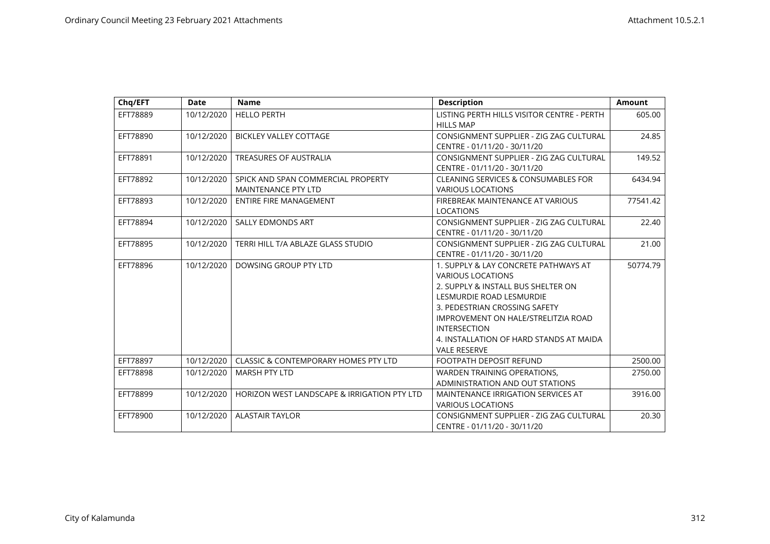| Chq/EFT | Date | Name | Description | Amount |
|---|---|---|---|---|
| EFT78889 | 10/12/2020 | HELLO PERTH | LISTING PERTH HILLS VISITOR CENTRE - PERTH HILLS MAP | 605.00 |
| EFT78890 | 10/12/2020 | BICKLEY VALLEY COTTAGE | CONSIGNMENT SUPPLIER - ZIG ZAG CULTURAL CENTRE - 01/11/20 - 30/11/20 | 24.85 |
| EFT78891 | 10/12/2020 | TREASURES OF AUSTRALIA | CONSIGNMENT SUPPLIER - ZIG ZAG CULTURAL CENTRE - 01/11/20 - 30/11/20 | 149.52 |
| EFT78892 | 10/12/2020 | SPICK AND SPAN COMMERCIAL PROPERTY MAINTENANCE PTY LTD | CLEANING SERVICES & CONSUMABLES FOR VARIOUS LOCATIONS | 6434.94 |
| EFT78893 | 10/12/2020 | ENTIRE FIRE MANAGEMENT | FIREBREAK MAINTENANCE AT VARIOUS LOCATIONS | 77541.42 |
| EFT78894 | 10/12/2020 | SALLY EDMONDS ART | CONSIGNMENT SUPPLIER - ZIG ZAG CULTURAL CENTRE - 01/11/20 - 30/11/20 | 22.40 |
| EFT78895 | 10/12/2020 | TERRI HILL T/A ABLAZE GLASS STUDIO | CONSIGNMENT SUPPLIER - ZIG ZAG CULTURAL CENTRE - 01/11/20 - 30/11/20 | 21.00 |
| EFT78896 | 10/12/2020 | DOWSING GROUP PTY LTD | 1. SUPPLY & LAY CONCRETE PATHWAYS AT VARIOUS LOCATIONS<br>2. SUPPLY & INSTALL BUS SHELTER ON LESMURDIE ROAD LESMURDIE<br>3. PEDESTRIAN CROSSING SAFETY IMPROVEMENT ON HALE/STRELITZIA ROAD INTERSECTION<br>4. INSTALLATION OF HARD STANDS AT MAIDA VALE RESERVE | 50774.79 |
| EFT78897 | 10/12/2020 | CLASSIC & CONTEMPORARY HOMES PTY LTD | FOOTPATH DEPOSIT REFUND | 2500.00 |
| EFT78898 | 10/12/2020 | MARSH PTY LTD | WARDEN TRAINING OPERATIONS, ADMINISTRATION AND OUT STATIONS | 2750.00 |
| EFT78899 | 10/12/2020 | HORIZON WEST LANDSCAPE & IRRIGATION PTY LTD | MAINTENANCE IRRIGATION SERVICES AT VARIOUS LOCATIONS | 3916.00 |
| EFT78900 | 10/12/2020 | ALASTAIR TAYLOR | CONSIGNMENT SUPPLIER - ZIG ZAG CULTURAL CENTRE - 01/11/20 - 30/11/20 | 20.30 |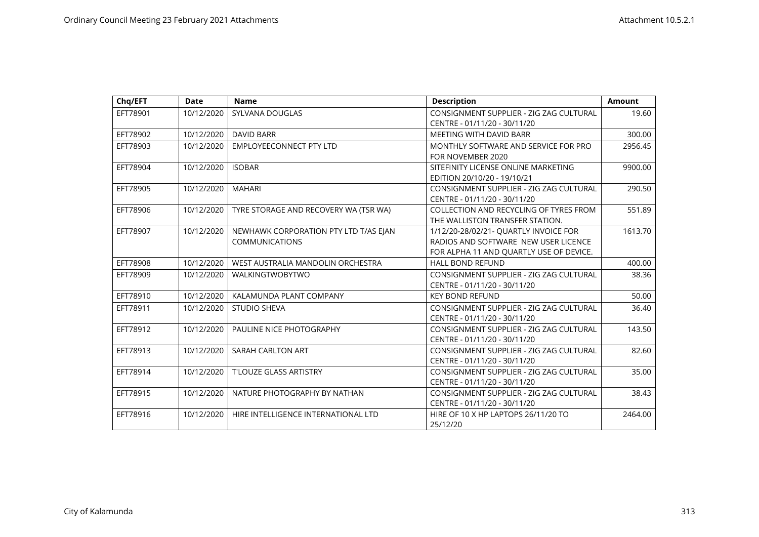| Chq/EFT | Date | Name | Description | Amount |
|---|---|---|---|---|
| EFT78901 | 10/12/2020 | SYLVANA DOUGLAS | CONSIGNMENT SUPPLIER - ZIG ZAG CULTURAL CENTRE - 01/11/20 - 30/11/20 | 19.60 |
| EFT78902 | 10/12/2020 | DAVID BARR | MEETING WITH DAVID BARR | 300.00 |
| EFT78903 | 10/12/2020 | EMPLOYEECONNECT PTY LTD | MONTHLY SOFTWARE AND SERVICE FOR PRO FOR NOVEMBER 2020 | 2956.45 |
| EFT78904 | 10/12/2020 | ISOBAR | SITEFINITY LICENSE ONLINE MARKETING EDITION 20/10/20 - 19/10/21 | 9900.00 |
| EFT78905 | 10/12/2020 | MAHARI | CONSIGNMENT SUPPLIER - ZIG ZAG CULTURAL CENTRE - 01/11/20 - 30/11/20 | 290.50 |
| EFT78906 | 10/12/2020 | TYRE STORAGE AND RECOVERY WA (TSR WA) | COLLECTION AND RECYCLING OF TYRES FROM THE WALLISTON TRANSFER STATION. | 551.89 |
| EFT78907 | 10/12/2020 | NEWHAWK CORPORATION PTY LTD T/AS EJAN COMMUNICATIONS | 1/12/20-28/02/21- QUARTLY INVOICE FOR RADIOS AND SOFTWARE NEW USER LICENCE FOR ALPHA 11 AND QUARTLY USE OF DEVICE. | 1613.70 |
| EFT78908 | 10/12/2020 | WEST AUSTRALIA MANDOLIN ORCHESTRA | HALL BOND REFUND | 400.00 |
| EFT78909 | 10/12/2020 | WALKINGTWOBYTWO | CONSIGNMENT SUPPLIER - ZIG ZAG CULTURAL CENTRE - 01/11/20 - 30/11/20 | 38.36 |
| EFT78910 | 10/12/2020 | KALAMUNDA PLANT COMPANY | KEY BOND REFUND | 50.00 |
| EFT78911 | 10/12/2020 | STUDIO SHEVA | CONSIGNMENT SUPPLIER - ZIG ZAG CULTURAL CENTRE - 01/11/20 - 30/11/20 | 36.40 |
| EFT78912 | 10/12/2020 | PAULINE NICE PHOTOGRAPHY | CONSIGNMENT SUPPLIER - ZIG ZAG CULTURAL CENTRE - 01/11/20 - 30/11/20 | 143.50 |
| EFT78913 | 10/12/2020 | SARAH CARLTON ART | CONSIGNMENT SUPPLIER - ZIG ZAG CULTURAL CENTRE - 01/11/20 - 30/11/20 | 82.60 |
| EFT78914 | 10/12/2020 | T'LOUZE GLASS ARTISTRY | CONSIGNMENT SUPPLIER - ZIG ZAG CULTURAL CENTRE - 01/11/20 - 30/11/20 | 35.00 |
| EFT78915 | 10/12/2020 | NATURE PHOTOGRAPHY BY NATHAN | CONSIGNMENT SUPPLIER - ZIG ZAG CULTURAL CENTRE - 01/11/20 - 30/11/20 | 38.43 |
| EFT78916 | 10/12/2020 | HIRE INTELLIGENCE INTERNATIONAL LTD | HIRE OF 10 X HP LAPTOPS 26/11/20 TO 25/12/20 | 2464.00 |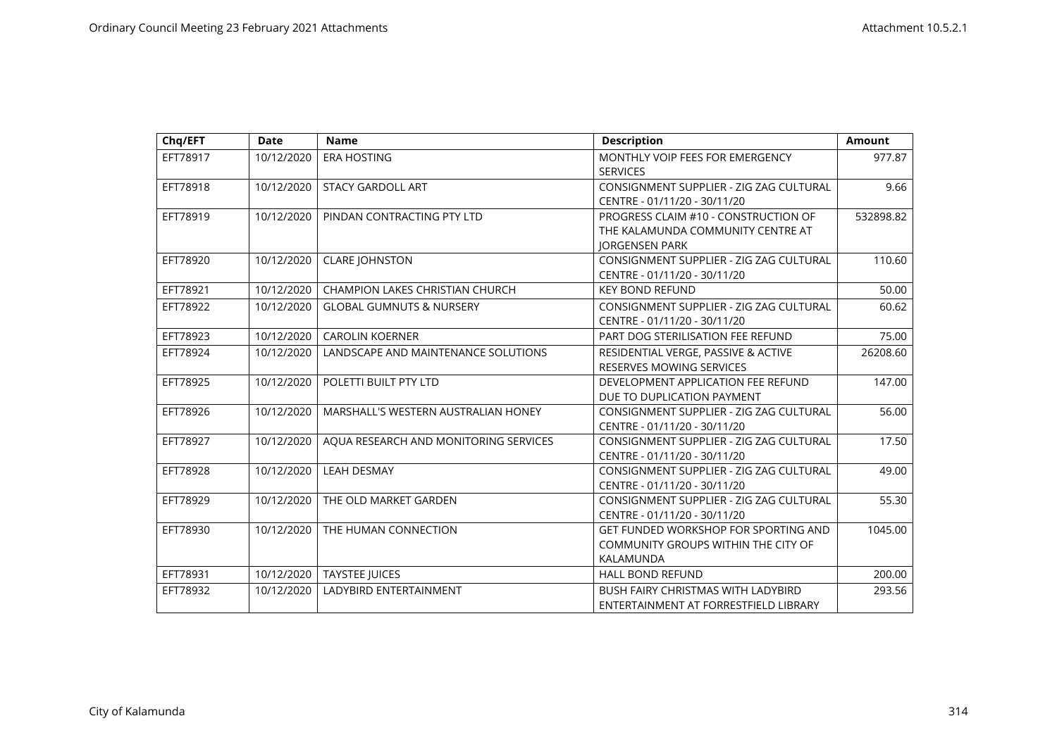| Chq/EFT | Date | Name | Description | Amount |
|---|---|---|---|---|
| EFT78917 | 10/12/2020 | ERA HOSTING | MONTHLY VOIP FEES FOR EMERGENCY SERVICES | 977.87 |
| EFT78918 | 10/12/2020 | STACY GARDOLL ART | CONSIGNMENT SUPPLIER - ZIG ZAG CULTURAL CENTRE - 01/11/20 - 30/11/20 | 9.66 |
| EFT78919 | 10/12/2020 | PINDAN CONTRACTING PTY LTD | PROGRESS CLAIM #10 - CONSTRUCTION OF THE KALAMUNDA COMMUNITY CENTRE AT JORGENSEN PARK | 532898.82 |
| EFT78920 | 10/12/2020 | CLARE JOHNSTON | CONSIGNMENT SUPPLIER - ZIG ZAG CULTURAL CENTRE - 01/11/20 - 30/11/20 | 110.60 |
| EFT78921 | 10/12/2020 | CHAMPION LAKES CHRISTIAN CHURCH | KEY BOND REFUND | 50.00 |
| EFT78922 | 10/12/2020 | GLOBAL GUMNUTS & NURSERY | CONSIGNMENT SUPPLIER - ZIG ZAG CULTURAL CENTRE - 01/11/20 - 30/11/20 | 60.62 |
| EFT78923 | 10/12/2020 | CAROLIN KOERNER | PART DOG STERILISATION FEE REFUND | 75.00 |
| EFT78924 | 10/12/2020 | LANDSCAPE AND MAINTENANCE SOLUTIONS | RESIDENTIAL VERGE, PASSIVE & ACTIVE RESERVES MOWING SERVICES | 26208.60 |
| EFT78925 | 10/12/2020 | POLETTI BUILT PTY LTD | DEVELOPMENT APPLICATION FEE REFUND DUE TO DUPLICATION PAYMENT | 147.00 |
| EFT78926 | 10/12/2020 | MARSHALL'S WESTERN AUSTRALIAN HONEY | CONSIGNMENT SUPPLIER - ZIG ZAG CULTURAL CENTRE - 01/11/20 - 30/11/20 | 56.00 |
| EFT78927 | 10/12/2020 | AQUA RESEARCH AND MONITORING SERVICES | CONSIGNMENT SUPPLIER - ZIG ZAG CULTURAL CENTRE - 01/11/20 - 30/11/20 | 17.50 |
| EFT78928 | 10/12/2020 | LEAH DESMAY | CONSIGNMENT SUPPLIER - ZIG ZAG CULTURAL CENTRE - 01/11/20 - 30/11/20 | 49.00 |
| EFT78929 | 10/12/2020 | THE OLD MARKET GARDEN | CONSIGNMENT SUPPLIER - ZIG ZAG CULTURAL CENTRE - 01/11/20 - 30/11/20 | 55.30 |
| EFT78930 | 10/12/2020 | THE HUMAN CONNECTION | GET FUNDED WORKSHOP FOR SPORTING AND COMMUNITY GROUPS WITHIN THE CITY OF KALAMUNDA | 1045.00 |
| EFT78931 | 10/12/2020 | TAYSTEE JUICES | HALL BOND REFUND | 200.00 |
| EFT78932 | 10/12/2020 | LADYBIRD ENTERTAINMENT | BUSH FAIRY CHRISTMAS WITH LADYBIRD ENTERTAINMENT AT FORRESTFIELD LIBRARY | 293.56 |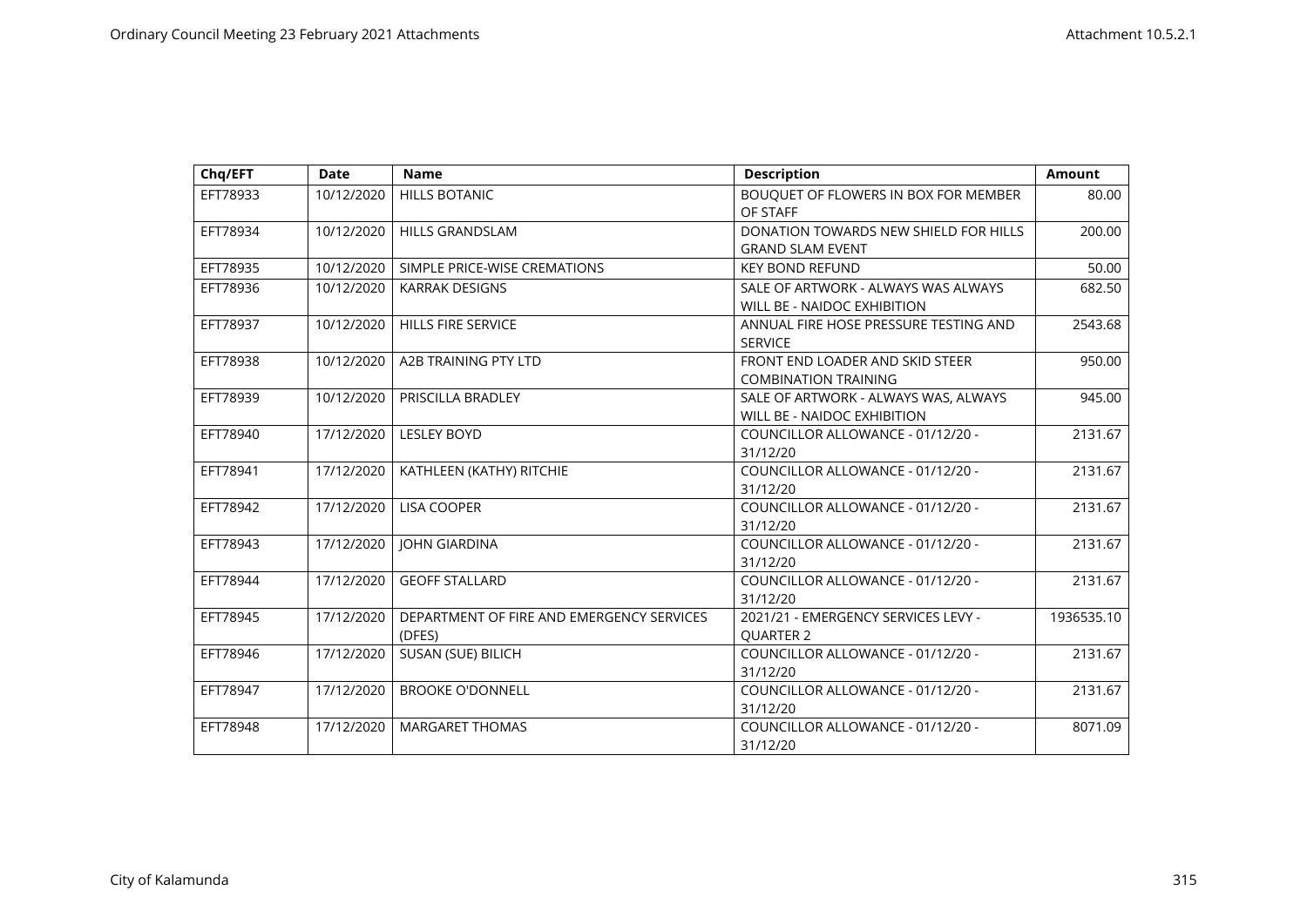| Chq/EFT | Date | Name | Description | Amount |
|---|---|---|---|---|
| EFT78933 | 10/12/2020 | HILLS BOTANIC | BOUQUET OF FLOWERS IN BOX FOR MEMBER OF STAFF | 80.00 |
| EFT78934 | 10/12/2020 | HILLS GRANDSLAM | DONATION TOWARDS NEW SHIELD FOR HILLS GRAND SLAM EVENT | 200.00 |
| EFT78935 | 10/12/2020 | SIMPLE PRICE-WISE CREMATIONS | KEY BOND REFUND | 50.00 |
| EFT78936 | 10/12/2020 | KARRAK DESIGNS | SALE OF ARTWORK - ALWAYS WAS ALWAYS WILL BE - NAIDOC EXHIBITION | 682.50 |
| EFT78937 | 10/12/2020 | HILLS FIRE SERVICE | ANNUAL FIRE HOSE PRESSURE TESTING AND SERVICE | 2543.68 |
| EFT78938 | 10/12/2020 | A2B TRAINING PTY LTD | FRONT END LOADER AND SKID STEER COMBINATION TRAINING | 950.00 |
| EFT78939 | 10/12/2020 | PRISCILLA BRADLEY | SALE OF ARTWORK - ALWAYS WAS, ALWAYS WILL BE - NAIDOC EXHIBITION | 945.00 |
| EFT78940 | 17/12/2020 | LESLEY BOYD | COUNCILLOR ALLOWANCE - 01/12/20 - 31/12/20 | 2131.67 |
| EFT78941 | 17/12/2020 | KATHLEEN (KATHY) RITCHIE | COUNCILLOR ALLOWANCE - 01/12/20 - 31/12/20 | 2131.67 |
| EFT78942 | 17/12/2020 | LISA COOPER | COUNCILLOR ALLOWANCE - 01/12/20 - 31/12/20 | 2131.67 |
| EFT78943 | 17/12/2020 | JOHN GIARDINA | COUNCILLOR ALLOWANCE - 01/12/20 - 31/12/20 | 2131.67 |
| EFT78944 | 17/12/2020 | GEOFF STALLARD | COUNCILLOR ALLOWANCE - 01/12/20 - 31/12/20 | 2131.67 |
| EFT78945 | 17/12/2020 | DEPARTMENT OF FIRE AND EMERGENCY SERVICES (DFES) | 2021/21 - EMERGENCY SERVICES LEVY - QUARTER 2 | 1936535.10 |
| EFT78946 | 17/12/2020 | SUSAN (SUE) BILICH | COUNCILLOR ALLOWANCE - 01/12/20 - 31/12/20 | 2131.67 |
| EFT78947 | 17/12/2020 | BROOKE O'DONNELL | COUNCILLOR ALLOWANCE - 01/12/20 - 31/12/20 | 2131.67 |
| EFT78948 | 17/12/2020 | MARGARET THOMAS | COUNCILLOR ALLOWANCE - 01/12/20 - 31/12/20 | 8071.09 |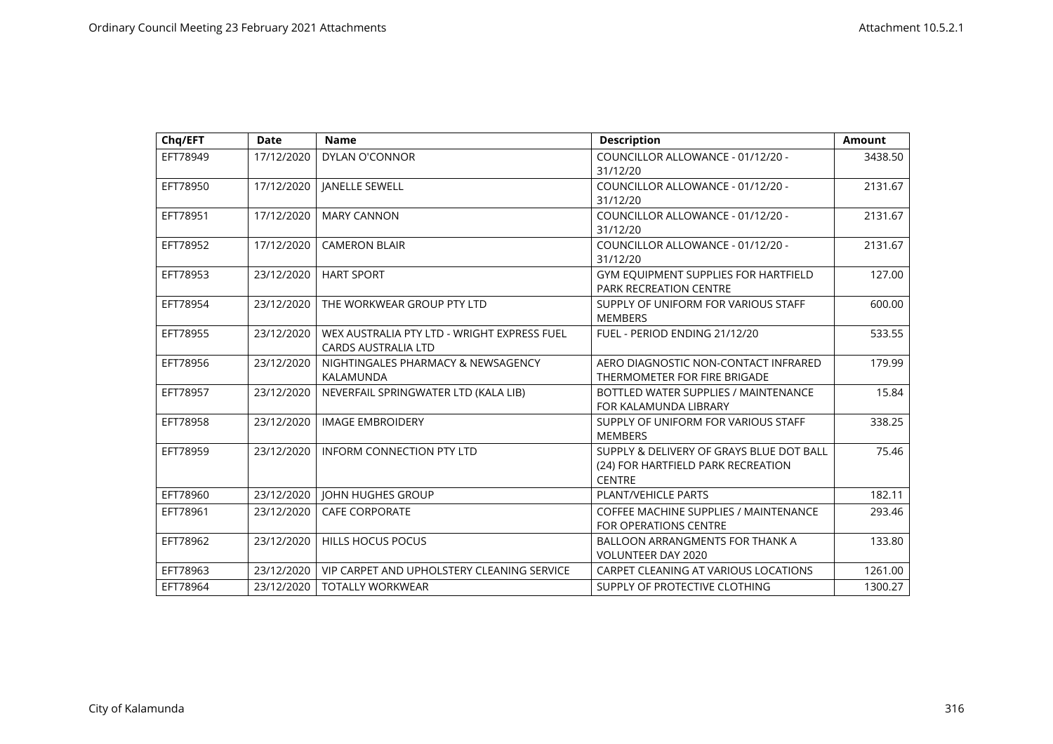| Chq/EFT | Date | Name | Description | Amount |
|---|---|---|---|---|
| EFT78949 | 17/12/2020 | DYLAN O'CONNOR | COUNCILLOR ALLOWANCE - 01/12/20 - 31/12/20 | 3438.50 |
| EFT78950 | 17/12/2020 | JANELLE SEWELL | COUNCILLOR ALLOWANCE - 01/12/20 - 31/12/20 | 2131.67 |
| EFT78951 | 17/12/2020 | MARY CANNON | COUNCILLOR ALLOWANCE - 01/12/20 - 31/12/20 | 2131.67 |
| EFT78952 | 17/12/2020 | CAMERON BLAIR | COUNCILLOR ALLOWANCE - 01/12/20 - 31/12/20 | 2131.67 |
| EFT78953 | 23/12/2020 | HART SPORT | GYM EQUIPMENT SUPPLIES FOR HARTFIELD PARK RECREATION CENTRE | 127.00 |
| EFT78954 | 23/12/2020 | THE WORKWEAR GROUP PTY LTD | SUPPLY OF UNIFORM FOR VARIOUS STAFF MEMBERS | 600.00 |
| EFT78955 | 23/12/2020 | WEX AUSTRALIA PTY LTD - WRIGHT EXPRESS FUEL CARDS AUSTRALIA LTD | FUEL - PERIOD ENDING 21/12/20 | 533.55 |
| EFT78956 | 23/12/2020 | NIGHTINGALES PHARMACY & NEWSAGENCY KALAMUNDA | AERO DIAGNOSTIC NON-CONTACT INFRARED THERMOMETER FOR FIRE BRIGADE | 179.99 |
| EFT78957 | 23/12/2020 | NEVERFAIL SPRINGWATER LTD (KALA LIB) | BOTTLED WATER SUPPLIES / MAINTENANCE FOR KALAMUNDA LIBRARY | 15.84 |
| EFT78958 | 23/12/2020 | IMAGE EMBROIDERY | SUPPLY OF UNIFORM FOR VARIOUS STAFF MEMBERS | 338.25 |
| EFT78959 | 23/12/2020 | INFORM CONNECTION PTY LTD | SUPPLY & DELIVERY OF GRAYS BLUE DOT BALL (24) FOR HARTFIELD PARK RECREATION CENTRE | 75.46 |
| EFT78960 | 23/12/2020 | JOHN HUGHES GROUP | PLANT/VEHICLE PARTS | 182.11 |
| EFT78961 | 23/12/2020 | CAFE CORPORATE | COFFEE MACHINE SUPPLIES / MAINTENANCE FOR OPERATIONS CENTRE | 293.46 |
| EFT78962 | 23/12/2020 | HILLS HOCUS POCUS | BALLOON ARRANGMENTS FOR THANK A VOLUNTEER DAY 2020 | 133.80 |
| EFT78963 | 23/12/2020 | VIP CARPET AND UPHOLSTERY CLEANING SERVICE | CARPET CLEANING AT VARIOUS LOCATIONS | 1261.00 |
| EFT78964 | 23/12/2020 | TOTALLY WORKWEAR | SUPPLY OF PROTECTIVE CLOTHING | 1300.27 |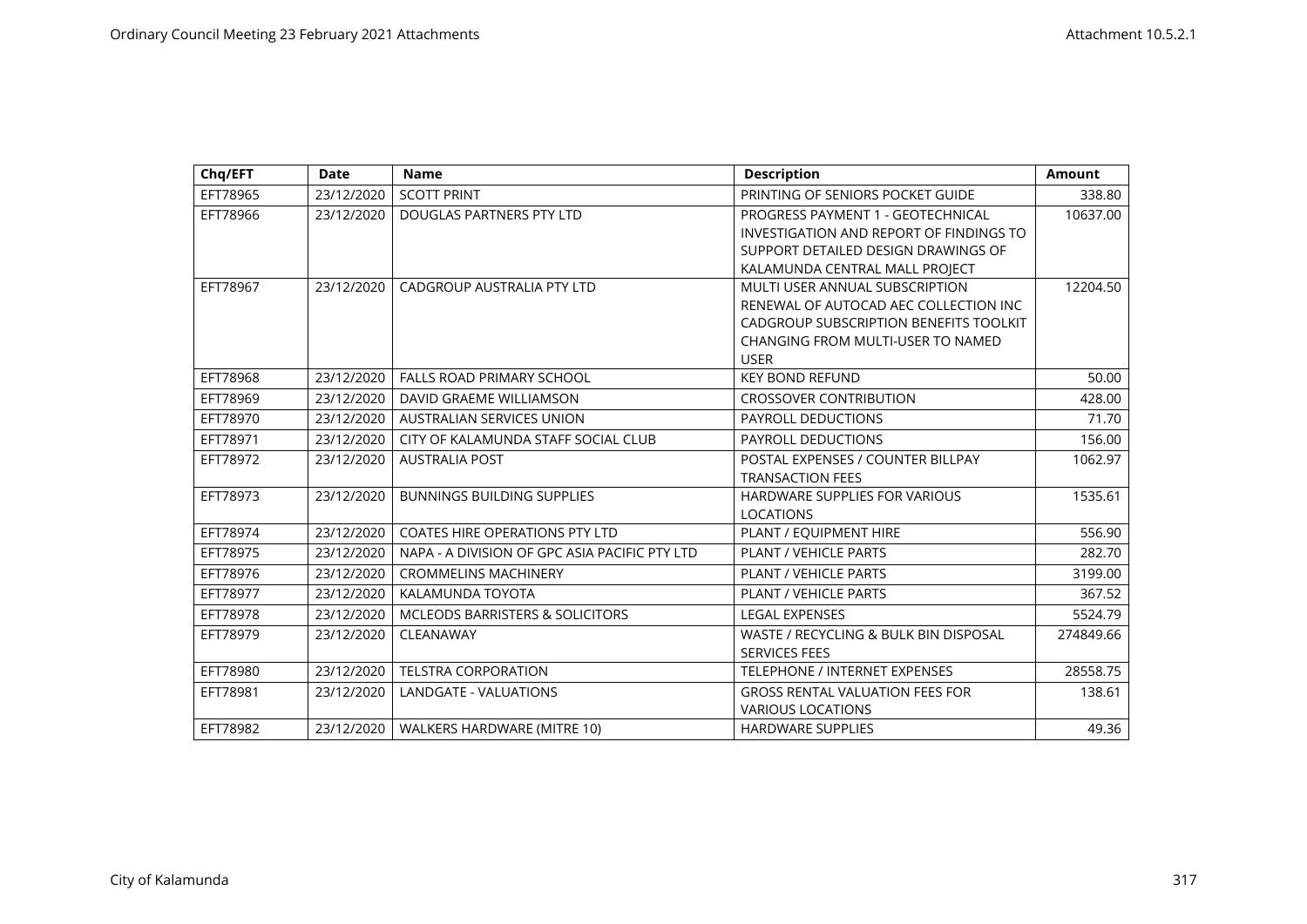| Chq/EFT | Date | Name | Description | Amount |
| --- | --- | --- | --- | --- |
| EFT78965 | 23/12/2020 | SCOTT PRINT | PRINTING OF SENIORS POCKET GUIDE | 338.80 |
| EFT78966 | 23/12/2020 | DOUGLAS PARTNERS PTY LTD | PROGRESS PAYMENT 1 - GEOTECHNICAL INVESTIGATION AND REPORT OF FINDINGS TO SUPPORT DETAILED DESIGN DRAWINGS OF KALAMUNDA CENTRAL MALL PROJECT | 10637.00 |
| EFT78967 | 23/12/2020 | CADGROUP AUSTRALIA PTY LTD | MULTI USER ANNUAL SUBSCRIPTION RENEWAL OF AUTOCAD AEC COLLECTION INC CADGROUP SUBSCRIPTION BENEFITS TOOLKIT CHANGING FROM MULTI-USER TO NAMED USER | 12204.50 |
| EFT78968 | 23/12/2020 | FALLS ROAD PRIMARY SCHOOL | KEY BOND REFUND | 50.00 |
| EFT78969 | 23/12/2020 | DAVID GRAEME WILLIAMSON | CROSSOVER CONTRIBUTION | 428.00 |
| EFT78970 | 23/12/2020 | AUSTRALIAN SERVICES UNION | PAYROLL DEDUCTIONS | 71.70 |
| EFT78971 | 23/12/2020 | CITY OF KALAMUNDA STAFF SOCIAL CLUB | PAYROLL DEDUCTIONS | 156.00 |
| EFT78972 | 23/12/2020 | AUSTRALIA POST | POSTAL EXPENSES / COUNTER BILLPAY TRANSACTION FEES | 1062.97 |
| EFT78973 | 23/12/2020 | BUNNINGS BUILDING SUPPLIES | HARDWARE SUPPLIES FOR VARIOUS LOCATIONS | 1535.61 |
| EFT78974 | 23/12/2020 | COATES HIRE OPERATIONS PTY LTD | PLANT / EQUIPMENT HIRE | 556.90 |
| EFT78975 | 23/12/2020 | NAPA - A DIVISION OF GPC ASIA PACIFIC PTY LTD | PLANT / VEHICLE PARTS | 282.70 |
| EFT78976 | 23/12/2020 | CROMMELINS MACHINERY | PLANT / VEHICLE PARTS | 3199.00 |
| EFT78977 | 23/12/2020 | KALAMUNDA TOYOTA | PLANT / VEHICLE PARTS | 367.52 |
| EFT78978 | 23/12/2020 | MCLEODS BARRISTERS & SOLICITORS | LEGAL EXPENSES | 5524.79 |
| EFT78979 | 23/12/2020 | CLEANAWAY | WASTE / RECYCLING & BULK BIN DISPOSAL SERVICES FEES | 274849.66 |
| EFT78980 | 23/12/2020 | TELSTRA CORPORATION | TELEPHONE / INTERNET EXPENSES | 28558.75 |
| EFT78981 | 23/12/2020 | LANDGATE - VALUATIONS | GROSS RENTAL VALUATION FEES FOR VARIOUS LOCATIONS | 138.61 |
| EFT78982 | 23/12/2020 | WALKERS HARDWARE (MITRE 10) | HARDWARE SUPPLIES | 49.36 |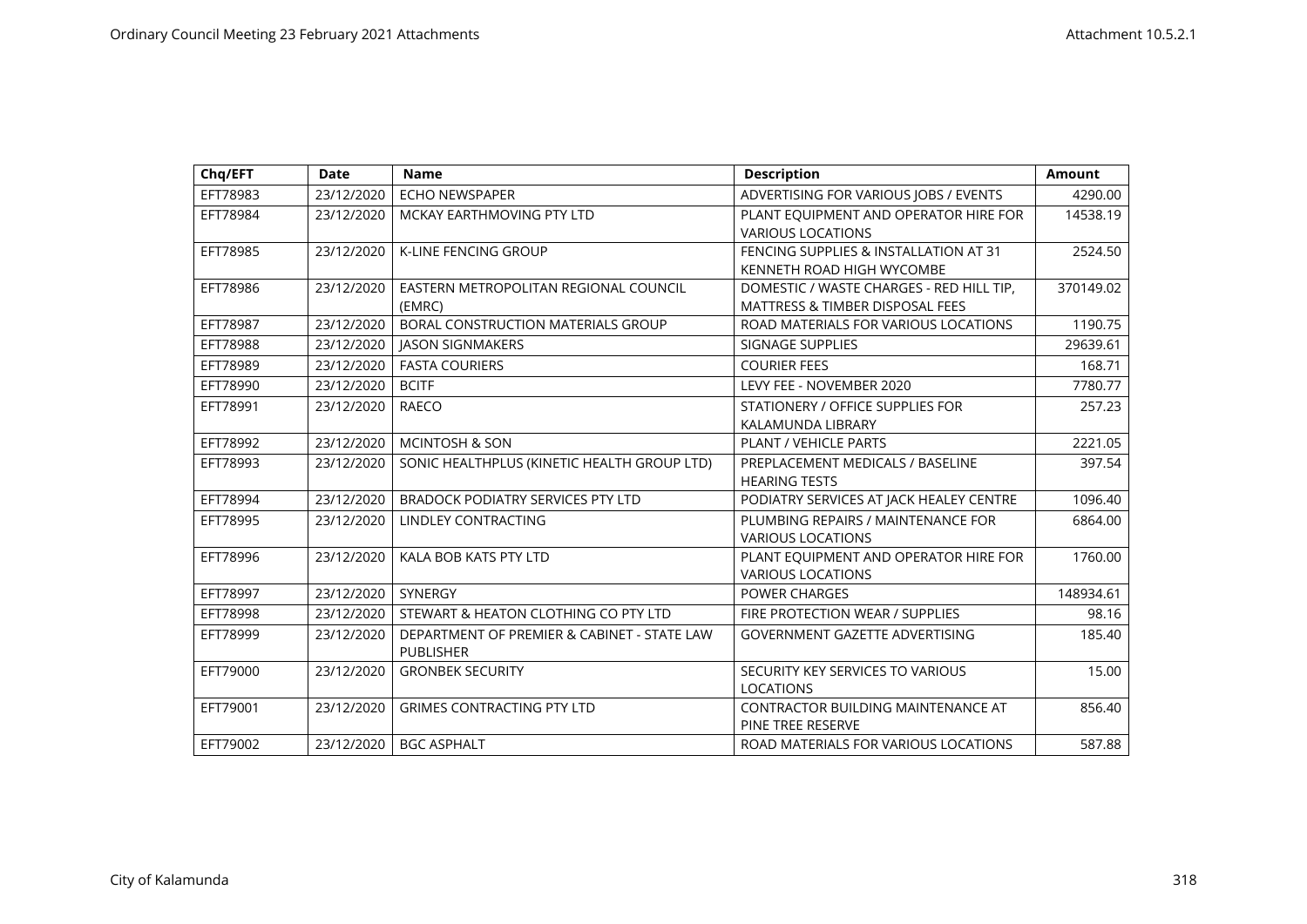| Chq/EFT | Date | Name | Description | Amount |
|---|---|---|---|---|
| EFT78983 | 23/12/2020 | ECHO NEWSPAPER | ADVERTISING FOR VARIOUS JOBS / EVENTS | 4290.00 |
| EFT78984 | 23/12/2020 | MCKAY EARTHMOVING PTY LTD | PLANT EQUIPMENT AND OPERATOR HIRE FOR VARIOUS LOCATIONS | 14538.19 |
| EFT78985 | 23/12/2020 | K-LINE FENCING GROUP | FENCING SUPPLIES & INSTALLATION AT 31 KENNETH ROAD HIGH WYCOMBE | 2524.50 |
| EFT78986 | 23/12/2020 | EASTERN METROPOLITAN REGIONAL COUNCIL (EMRC) | DOMESTIC / WASTE CHARGES - RED HILL TIP, MATTRESS & TIMBER DISPOSAL FEES | 370149.02 |
| EFT78987 | 23/12/2020 | BORAL CONSTRUCTION MATERIALS GROUP | ROAD MATERIALS FOR VARIOUS LOCATIONS | 1190.75 |
| EFT78988 | 23/12/2020 | JASON SIGNMAKERS | SIGNAGE SUPPLIES | 29639.61 |
| EFT78989 | 23/12/2020 | FASTA COURIERS | COURIER FEES | 168.71 |
| EFT78990 | 23/12/2020 | BCITF | LEVY FEE - NOVEMBER 2020 | 7780.77 |
| EFT78991 | 23/12/2020 | RAECO | STATIONERY / OFFICE SUPPLIES FOR KALAMUNDA LIBRARY | 257.23 |
| EFT78992 | 23/12/2020 | MCINTOSH & SON | PLANT / VEHICLE PARTS | 2221.05 |
| EFT78993 | 23/12/2020 | SONIC HEALTHPLUS (KINETIC HEALTH GROUP LTD) | PREPLACEMENT MEDICALS / BASELINE HEARING TESTS | 397.54 |
| EFT78994 | 23/12/2020 | BRADOCK PODIATRY SERVICES PTY LTD | PODIATRY SERVICES AT JACK HEALEY CENTRE | 1096.40 |
| EFT78995 | 23/12/2020 | LINDLEY CONTRACTING | PLUMBING REPAIRS / MAINTENANCE FOR VARIOUS LOCATIONS | 6864.00 |
| EFT78996 | 23/12/2020 | KALA BOB KATS PTY LTD | PLANT EQUIPMENT AND OPERATOR HIRE FOR VARIOUS LOCATIONS | 1760.00 |
| EFT78997 | 23/12/2020 | SYNERGY | POWER CHARGES | 148934.61 |
| EFT78998 | 23/12/2020 | STEWART & HEATON CLOTHING CO PTY LTD | FIRE PROTECTION WEAR / SUPPLIES | 98.16 |
| EFT78999 | 23/12/2020 | DEPARTMENT OF PREMIER & CABINET - STATE LAW PUBLISHER | GOVERNMENT GAZETTE ADVERTISING | 185.40 |
| EFT79000 | 23/12/2020 | GRONBEK SECURITY | SECURITY KEY SERVICES TO VARIOUS LOCATIONS | 15.00 |
| EFT79001 | 23/12/2020 | GRIMES CONTRACTING PTY LTD | CONTRACTOR BUILDING MAINTENANCE AT PINE TREE RESERVE | 856.40 |
| EFT79002 | 23/12/2020 | BGC ASPHALT | ROAD MATERIALS FOR VARIOUS LOCATIONS | 587.88 |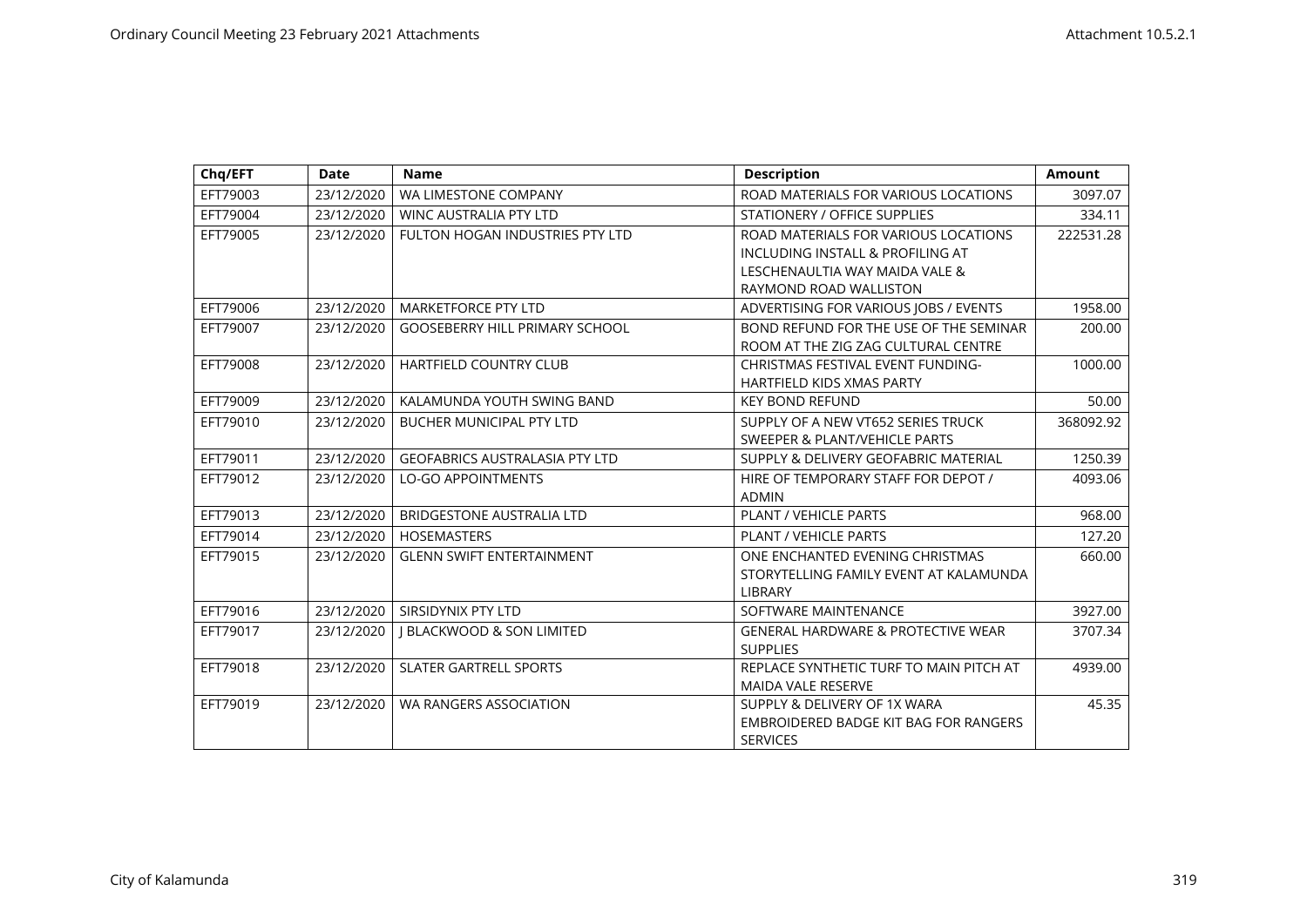| Chq/EFT | Date | Name | Description | Amount |
|---|---|---|---|---|
| EFT79003 | 23/12/2020 | WA LIMESTONE COMPANY | ROAD MATERIALS FOR VARIOUS LOCATIONS | 3097.07 |
| EFT79004 | 23/12/2020 | WINC AUSTRALIA PTY LTD | STATIONERY / OFFICE SUPPLIES | 334.11 |
| EFT79005 | 23/12/2020 | FULTON HOGAN INDUSTRIES PTY LTD | ROAD MATERIALS FOR VARIOUS LOCATIONS INCLUDING INSTALL & PROFILING AT LESCHENAULTIA WAY MAIDA VALE & RAYMOND ROAD WALLISTON | 222531.28 |
| EFT79006 | 23/12/2020 | MARKETFORCE PTY LTD | ADVERTISING FOR VARIOUS JOBS / EVENTS | 1958.00 |
| EFT79007 | 23/12/2020 | GOOSEBERRY HILL PRIMARY SCHOOL | BOND REFUND FOR THE USE OF THE SEMINAR ROOM AT THE ZIG ZAG CULTURAL CENTRE | 200.00 |
| EFT79008 | 23/12/2020 | HARTFIELD COUNTRY CLUB | CHRISTMAS FESTIVAL EVENT FUNDING-HARTFIELD KIDS XMAS PARTY | 1000.00 |
| EFT79009 | 23/12/2020 | KALAMUNDA YOUTH SWING BAND | KEY BOND REFUND | 50.00 |
| EFT79010 | 23/12/2020 | BUCHER MUNICIPAL PTY LTD | SUPPLY OF A NEW VT652 SERIES TRUCK SWEEPER & PLANT/VEHICLE PARTS | 368092.92 |
| EFT79011 | 23/12/2020 | GEOFABRICS AUSTRALASIA PTY LTD | SUPPLY & DELIVERY GEOFABRIC MATERIAL | 1250.39 |
| EFT79012 | 23/12/2020 | LO-GO APPOINTMENTS | HIRE OF TEMPORARY STAFF FOR DEPOT / ADMIN | 4093.06 |
| EFT79013 | 23/12/2020 | BRIDGESTONE AUSTRALIA LTD | PLANT / VEHICLE PARTS | 968.00 |
| EFT79014 | 23/12/2020 | HOSEMASTERS | PLANT / VEHICLE PARTS | 127.20 |
| EFT79015 | 23/12/2020 | GLENN SWIFT ENTERTAINMENT | ONE ENCHANTED EVENING CHRISTMAS STORYTELLING FAMILY EVENT AT KALAMUNDA LIBRARY | 660.00 |
| EFT79016 | 23/12/2020 | SIRSIDYNIX PTY LTD | SOFTWARE MAINTENANCE | 3927.00 |
| EFT79017 | 23/12/2020 | J BLACKWOOD & SON LIMITED | GENERAL HARDWARE & PROTECTIVE WEAR SUPPLIES | 3707.34 |
| EFT79018 | 23/12/2020 | SLATER GARTRELL SPORTS | REPLACE SYNTHETIC TURF TO MAIN PITCH AT MAIDA VALE RESERVE | 4939.00 |
| EFT79019 | 23/12/2020 | WA RANGERS ASSOCIATION | SUPPLY & DELIVERY OF 1X WARA EMBROIDERED BADGE KIT BAG FOR RANGERS SERVICES | 45.35 |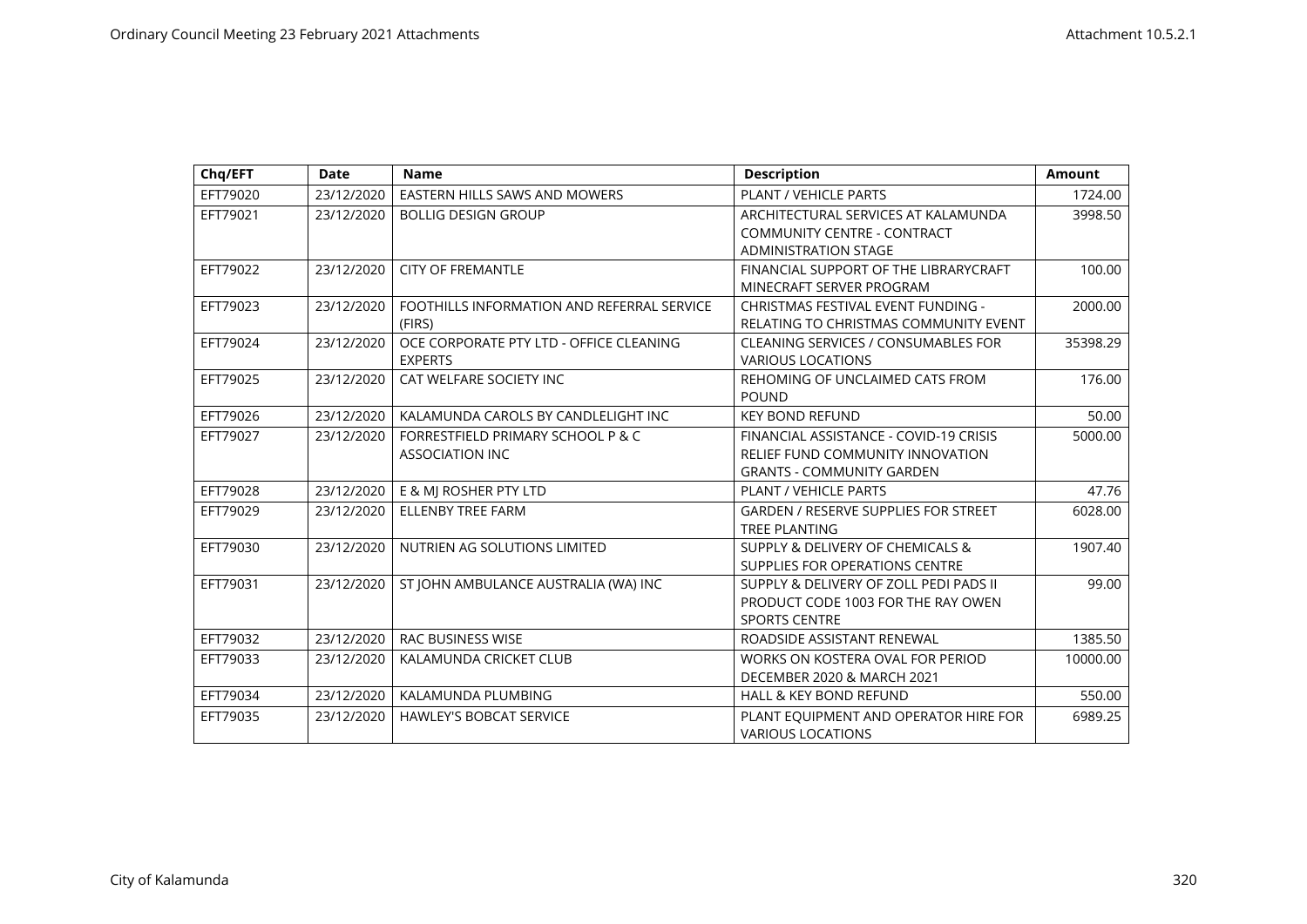| Chq/EFT | Date | Name | Description | Amount |
|---|---|---|---|---|
| EFT79020 | 23/12/2020 | EASTERN HILLS SAWS AND MOWERS | PLANT / VEHICLE PARTS | 1724.00 |
| EFT79021 | 23/12/2020 | BOLLIG DESIGN GROUP | ARCHITECTURAL SERVICES AT KALAMUNDA COMMUNITY CENTRE - CONTRACT ADMINISTRATION STAGE | 3998.50 |
| EFT79022 | 23/12/2020 | CITY OF FREMANTLE | FINANCIAL SUPPORT OF THE LIBRARYCRAFT MINECRAFT SERVER PROGRAM | 100.00 |
| EFT79023 | 23/12/2020 | FOOTHILLS INFORMATION AND REFERRAL SERVICE (FIRS) | CHRISTMAS FESTIVAL EVENT FUNDING - RELATING TO CHRISTMAS COMMUNITY EVENT | 2000.00 |
| EFT79024 | 23/12/2020 | OCE CORPORATE PTY LTD - OFFICE CLEANING EXPERTS | CLEANING SERVICES / CONSUMABLES FOR VARIOUS LOCATIONS | 35398.29 |
| EFT79025 | 23/12/2020 | CAT WELFARE SOCIETY INC | REHOMING OF UNCLAIMED CATS FROM POUND | 176.00 |
| EFT79026 | 23/12/2020 | KALAMUNDA CAROLS BY CANDLELIGHT INC | KEY BOND REFUND | 50.00 |
| EFT79027 | 23/12/2020 | FORRESTFIELD PRIMARY SCHOOL P & C ASSOCIATION INC | FINANCIAL ASSISTANCE - COVID-19 CRISIS RELIEF FUND COMMUNITY INNOVATION GRANTS - COMMUNITY GARDEN | 5000.00 |
| EFT79028 | 23/12/2020 | E & MJ ROSHER PTY LTD | PLANT / VEHICLE PARTS | 47.76 |
| EFT79029 | 23/12/2020 | ELLENBY TREE FARM | GARDEN / RESERVE SUPPLIES FOR STREET TREE PLANTING | 6028.00 |
| EFT79030 | 23/12/2020 | NUTRIEN AG SOLUTIONS LIMITED | SUPPLY & DELIVERY OF CHEMICALS & SUPPLIES FOR OPERATIONS CENTRE | 1907.40 |
| EFT79031 | 23/12/2020 | ST JOHN AMBULANCE AUSTRALIA (WA) INC | SUPPLY & DELIVERY OF ZOLL PEDI PADS II PRODUCT CODE 1003 FOR THE RAY OWEN SPORTS CENTRE | 99.00 |
| EFT79032 | 23/12/2020 | RAC BUSINESS WISE | ROADSIDE ASSISTANT RENEWAL | 1385.50 |
| EFT79033 | 23/12/2020 | KALAMUNDA CRICKET CLUB | WORKS ON KOSTERA OVAL FOR PERIOD DECEMBER 2020 & MARCH 2021 | 10000.00 |
| EFT79034 | 23/12/2020 | KALAMUNDA PLUMBING | HALL & KEY BOND REFUND | 550.00 |
| EFT79035 | 23/12/2020 | HAWLEY'S BOBCAT SERVICE | PLANT EQUIPMENT AND OPERATOR HIRE FOR VARIOUS LOCATIONS | 6989.25 |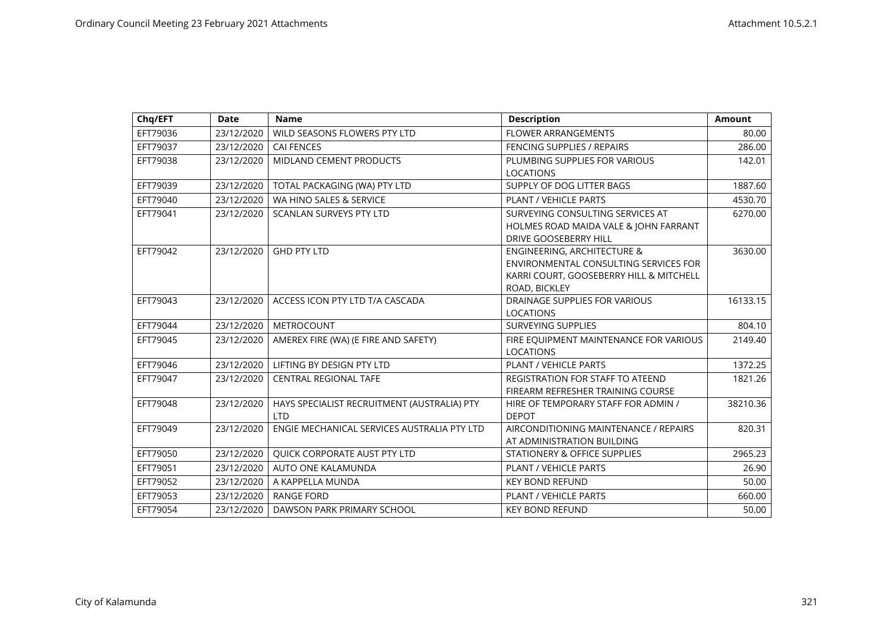| Chq/EFT | Date | Name | Description | Amount |
|---|---|---|---|---|
| EFT79036 | 23/12/2020 | WILD SEASONS FLOWERS PTY LTD | FLOWER ARRANGEMENTS | 80.00 |
| EFT79037 | 23/12/2020 | CAI FENCES | FENCING SUPPLIES / REPAIRS | 286.00 |
| EFT79038 | 23/12/2020 | MIDLAND CEMENT PRODUCTS | PLUMBING SUPPLIES FOR VARIOUS LOCATIONS | 142.01 |
| EFT79039 | 23/12/2020 | TOTAL PACKAGING (WA) PTY LTD | SUPPLY OF DOG LITTER BAGS | 1887.60 |
| EFT79040 | 23/12/2020 | WA HINO SALES & SERVICE | PLANT / VEHICLE PARTS | 4530.70 |
| EFT79041 | 23/12/2020 | SCANLAN SURVEYS PTY LTD | SURVEYING CONSULTING SERVICES AT HOLMES ROAD MAIDA VALE & JOHN FARRANT DRIVE GOOSEBERRY HILL | 6270.00 |
| EFT79042 | 23/12/2020 | GHD PTY LTD | ENGINEERING, ARCHITECTURE & ENVIRONMENTAL CONSULTING SERVICES FOR KARRI COURT, GOOSEBERRY HILL & MITCHELL ROAD, BICKLEY | 3630.00 |
| EFT79043 | 23/12/2020 | ACCESS ICON PTY LTD T/A CASCADA | DRAINAGE SUPPLIES FOR VARIOUS LOCATIONS | 16133.15 |
| EFT79044 | 23/12/2020 | METROCOUNT | SURVEYING SUPPLIES | 804.10 |
| EFT79045 | 23/12/2020 | AMEREX FIRE (WA) (E FIRE AND SAFETY) | FIRE EQUIPMENT MAINTENANCE FOR VARIOUS LOCATIONS | 2149.40 |
| EFT79046 | 23/12/2020 | LIFTING BY DESIGN PTY LTD | PLANT / VEHICLE PARTS | 1372.25 |
| EFT79047 | 23/12/2020 | CENTRAL REGIONAL TAFE | REGISTRATION FOR STAFF TO ATEEND FIREARM REFRESHER TRAINING COURSE | 1821.26 |
| EFT79048 | 23/12/2020 | HAYS SPECIALIST RECRUITMENT (AUSTRALIA) PTY LTD | HIRE OF TEMPORARY STAFF FOR ADMIN / DEPOT | 38210.36 |
| EFT79049 | 23/12/2020 | ENGIE MECHANICAL SERVICES AUSTRALIA PTY LTD | AIRCONDITIONING MAINTENANCE / REPAIRS AT ADMINISTRATION BUILDING | 820.31 |
| EFT79050 | 23/12/2020 | QUICK CORPORATE AUST PTY LTD | STATIONERY & OFFICE SUPPLIES | 2965.23 |
| EFT79051 | 23/12/2020 | AUTO ONE KALAMUNDA | PLANT / VEHICLE PARTS | 26.90 |
| EFT79052 | 23/12/2020 | A KAPPELLA MUNDA | KEY BOND REFUND | 50.00 |
| EFT79053 | 23/12/2020 | RANGE FORD | PLANT / VEHICLE PARTS | 660.00 |
| EFT79054 | 23/12/2020 | DAWSON PARK PRIMARY SCHOOL | KEY BOND REFUND | 50.00 |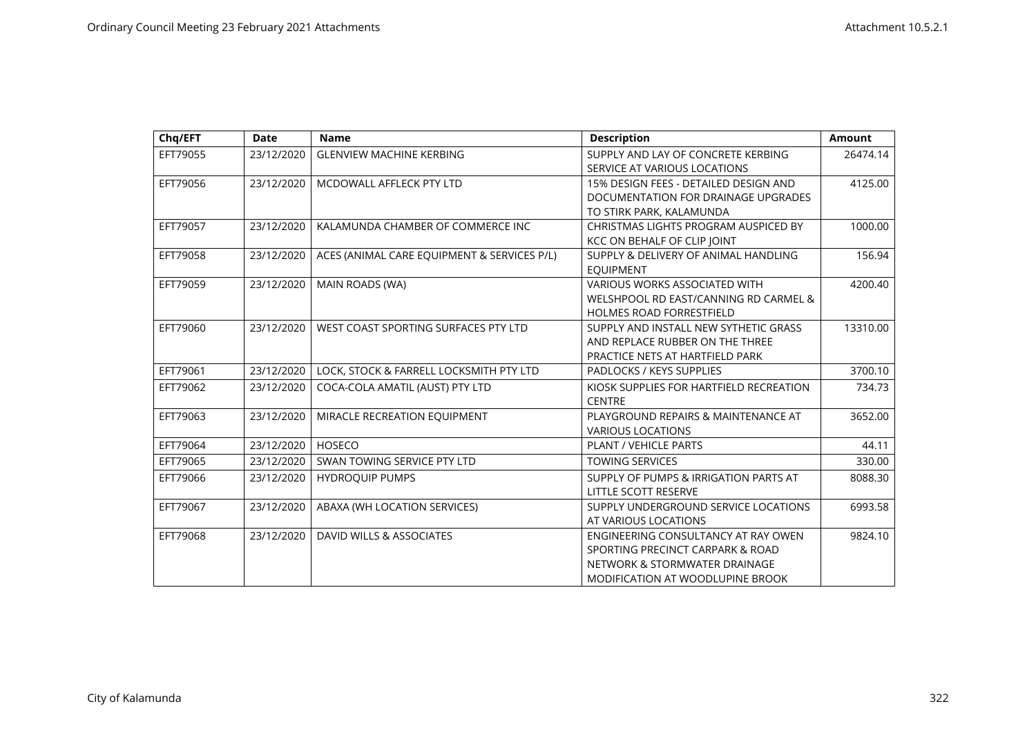| Chq/EFT | Date | Name | Description | Amount |
|---|---|---|---|---|
| EFT79055 | 23/12/2020 | GLENVIEW MACHINE KERBING | SUPPLY AND LAY OF CONCRETE KERBING SERVICE AT VARIOUS LOCATIONS | 26474.14 |
| EFT79056 | 23/12/2020 | MCDOWALL AFFLECK PTY LTD | 15% DESIGN FEES - DETAILED DESIGN AND DOCUMENTATION FOR DRAINAGE UPGRADES TO STIRK PARK, KALAMUNDA | 4125.00 |
| EFT79057 | 23/12/2020 | KALAMUNDA CHAMBER OF COMMERCE INC | CHRISTMAS LIGHTS PROGRAM AUSPICED BY KCC ON BEHALF OF CLIP JOINT | 1000.00 |
| EFT79058 | 23/12/2020 | ACES (ANIMAL CARE EQUIPMENT & SERVICES P/L) | SUPPLY & DELIVERY OF ANIMAL HANDLING EQUIPMENT | 156.94 |
| EFT79059 | 23/12/2020 | MAIN ROADS (WA) | VARIOUS WORKS ASSOCIATED WITH WELSHPOOL RD EAST/CANNING RD CARMEL & HOLMES ROAD FORRESTFIELD | 4200.40 |
| EFT79060 | 23/12/2020 | WEST COAST SPORTING SURFACES PTY LTD | SUPPLY AND INSTALL NEW SYTHETIC GRASS AND REPLACE RUBBER ON THE THREE PRACTICE NETS AT HARTFIELD PARK | 13310.00 |
| EFT79061 | 23/12/2020 | LOCK, STOCK & FARRELL LOCKSMITH PTY LTD | PADLOCKS / KEYS SUPPLIES | 3700.10 |
| EFT79062 | 23/12/2020 | COCA-COLA AMATIL (AUST) PTY LTD | KIOSK SUPPLIES FOR HARTFIELD RECREATION CENTRE | 734.73 |
| EFT79063 | 23/12/2020 | MIRACLE RECREATION EQUIPMENT | PLAYGROUND REPAIRS & MAINTENANCE AT VARIOUS LOCATIONS | 3652.00 |
| EFT79064 | 23/12/2020 | HOSECO | PLANT / VEHICLE PARTS | 44.11 |
| EFT79065 | 23/12/2020 | SWAN TOWING SERVICE PTY LTD | TOWING SERVICES | 330.00 |
| EFT79066 | 23/12/2020 | HYDROQUIP PUMPS | SUPPLY OF PUMPS & IRRIGATION PARTS AT LITTLE SCOTT RESERVE | 8088.30 |
| EFT79067 | 23/12/2020 | ABAXA (WH LOCATION SERVICES) | SUPPLY UNDERGROUND SERVICE LOCATIONS AT VARIOUS LOCATIONS | 6993.58 |
| EFT79068 | 23/12/2020 | DAVID WILLS & ASSOCIATES | ENGINEERING CONSULTANCY AT RAY OWEN SPORTING PRECINCT CARPARK & ROAD NETWORK & STORMWATER DRAINAGE MODIFICATION AT WOODLUPINE BROOK | 9824.10 |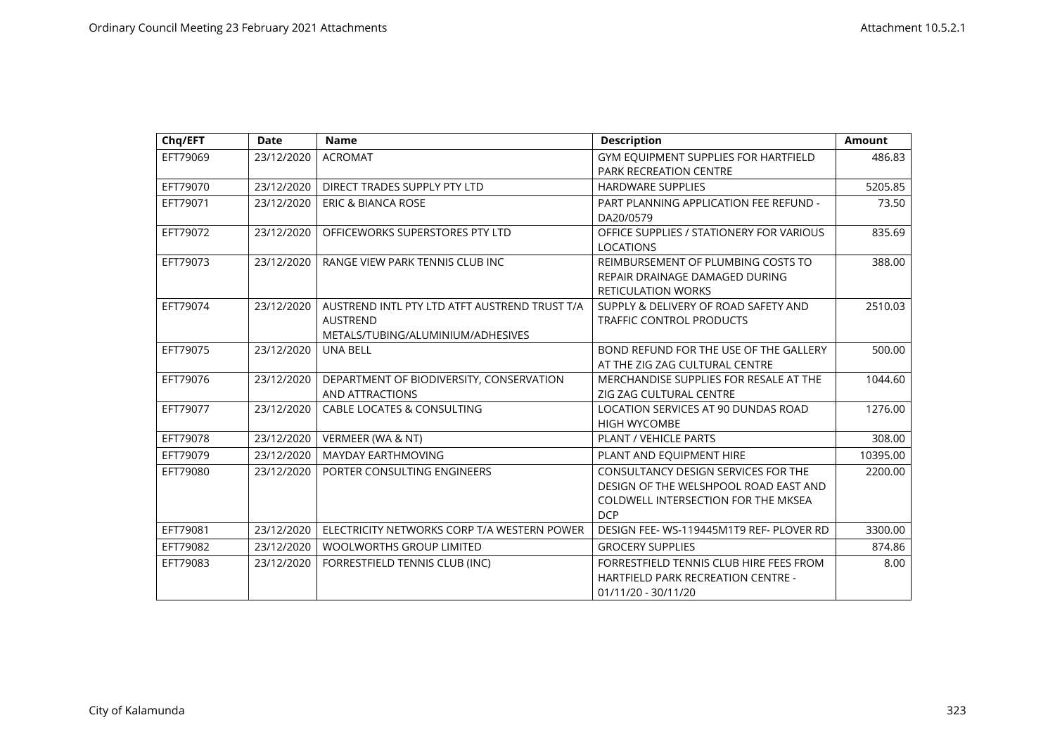| Chq/EFT | Date | Name | Description | Amount |
|---|---|---|---|---|
| EFT79069 | 23/12/2020 | ACROMAT | GYM EQUIPMENT SUPPLIES FOR HARTFIELD PARK RECREATION CENTRE | 486.83 |
| EFT79070 | 23/12/2020 | DIRECT TRADES SUPPLY PTY LTD | HARDWARE SUPPLIES | 5205.85 |
| EFT79071 | 23/12/2020 | ERIC & BIANCA ROSE | PART PLANNING APPLICATION FEE REFUND - DA20/0579 | 73.50 |
| EFT79072 | 23/12/2020 | OFFICEWORKS SUPERSTORES PTY LTD | OFFICE SUPPLIES / STATIONERY FOR VARIOUS LOCATIONS | 835.69 |
| EFT79073 | 23/12/2020 | RANGE VIEW PARK TENNIS CLUB INC | REIMBURSEMENT OF PLUMBING COSTS TO REPAIR DRAINAGE DAMAGED DURING RETICULATION WORKS | 388.00 |
| EFT79074 | 23/12/2020 | AUSTREND INTL PTY LTD ATFT AUSTREND TRUST T/A AUSTREND METALS/TUBING/ALUMINIUM/ADHESIVES | SUPPLY & DELIVERY OF ROAD SAFETY AND TRAFFIC CONTROL PRODUCTS | 2510.03 |
| EFT79075 | 23/12/2020 | UNA BELL | BOND REFUND FOR THE USE OF THE GALLERY AT THE ZIG ZAG CULTURAL CENTRE | 500.00 |
| EFT79076 | 23/12/2020 | DEPARTMENT OF BIODIVERSITY, CONSERVATION AND ATTRACTIONS | MERCHANDISE SUPPLIES FOR RESALE AT THE ZIG ZAG CULTURAL CENTRE | 1044.60 |
| EFT79077 | 23/12/2020 | CABLE LOCATES & CONSULTING | LOCATION SERVICES AT 90 DUNDAS ROAD HIGH WYCOMBE | 1276.00 |
| EFT79078 | 23/12/2020 | VERMEER (WA & NT) | PLANT / VEHICLE PARTS | 308.00 |
| EFT79079 | 23/12/2020 | MAYDAY EARTHMOVING | PLANT AND EQUIPMENT HIRE | 10395.00 |
| EFT79080 | 23/12/2020 | PORTER CONSULTING ENGINEERS | CONSULTANCY DESIGN SERVICES FOR THE DESIGN OF THE WELSHPOOL ROAD EAST AND COLDWELL INTERSECTION FOR THE MKSEA DCP | 2200.00 |
| EFT79081 | 23/12/2020 | ELECTRICITY NETWORKS CORP T/A WESTERN POWER | DESIGN FEE- WS-119445M1T9 REF- PLOVER RD | 3300.00 |
| EFT79082 | 23/12/2020 | WOOLWORTHS GROUP LIMITED | GROCERY SUPPLIES | 874.86 |
| EFT79083 | 23/12/2020 | FORRESTFIELD TENNIS CLUB (INC) | FORRESTFIELD TENNIS CLUB HIRE FEES FROM HARTFIELD PARK RECREATION CENTRE - 01/11/20 - 30/11/20 | 8.00 |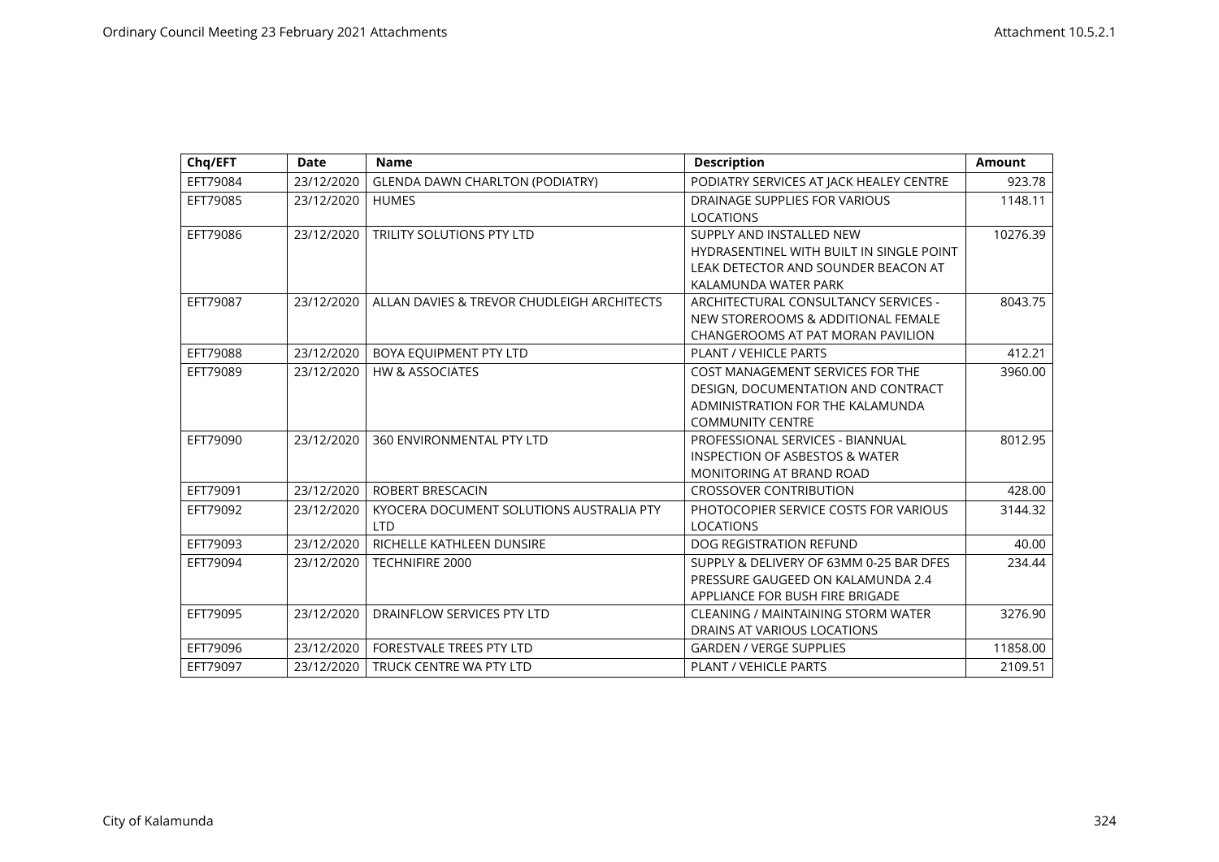| Chq/EFT | Date | Name | Description | Amount |
|---|---|---|---|---|
| EFT79084 | 23/12/2020 | GLENDA DAWN CHARLTON (PODIATRY) | PODIATRY SERVICES AT JACK HEALEY CENTRE | 923.78 |
| EFT79085 | 23/12/2020 | HUMES | DRAINAGE SUPPLIES FOR VARIOUS LOCATIONS | 1148.11 |
| EFT79086 | 23/12/2020 | TRILITY SOLUTIONS PTY LTD | SUPPLY AND INSTALLED NEW HYDRASENTINEL WITH BUILT IN SINGLE POINT LEAK DETECTOR AND SOUNDER BEACON AT KALAMUNDA WATER PARK | 10276.39 |
| EFT79087 | 23/12/2020 | ALLAN DAVIES & TREVOR CHUDLEIGH ARCHITECTS | ARCHITECTURAL CONSULTANCY SERVICES - NEW STOREROOMS & ADDITIONAL FEMALE CHANGEROOMS AT PAT MORAN PAVILION | 8043.75 |
| EFT79088 | 23/12/2020 | BOYA EQUIPMENT PTY LTD | PLANT / VEHICLE PARTS | 412.21 |
| EFT79089 | 23/12/2020 | HW & ASSOCIATES | COST MANAGEMENT SERVICES FOR THE DESIGN, DOCUMENTATION AND CONTRACT ADMINISTRATION FOR THE KALAMUNDA COMMUNITY CENTRE | 3960.00 |
| EFT79090 | 23/12/2020 | 360 ENVIRONMENTAL PTY LTD | PROFESSIONAL SERVICES - BIANNUAL INSPECTION OF ASBESTOS & WATER MONITORING AT BRAND ROAD | 8012.95 |
| EFT79091 | 23/12/2020 | ROBERT BRESCACIN | CROSSOVER CONTRIBUTION | 428.00 |
| EFT79092 | 23/12/2020 | KYOCERA DOCUMENT SOLUTIONS AUSTRALIA PTY LTD | PHOTOCOPIER SERVICE COSTS FOR VARIOUS LOCATIONS | 3144.32 |
| EFT79093 | 23/12/2020 | RICHELLE KATHLEEN DUNSIRE | DOG REGISTRATION REFUND | 40.00 |
| EFT79094 | 23/12/2020 | TECHNIFIRE 2000 | SUPPLY & DELIVERY OF 63MM 0-25 BAR DFES PRESSURE GAUGEED ON KALAMUNDA 2.4 APPLIANCE FOR BUSH FIRE BRIGADE | 234.44 |
| EFT79095 | 23/12/2020 | DRAINFLOW SERVICES PTY LTD | CLEANING / MAINTAINING STORM WATER DRAINS AT VARIOUS LOCATIONS | 3276.90 |
| EFT79096 | 23/12/2020 | FORESTVALE TREES PTY LTD | GARDEN / VERGE SUPPLIES | 11858.00 |
| EFT79097 | 23/12/2020 | TRUCK CENTRE WA PTY LTD | PLANT / VEHICLE PARTS | 2109.51 |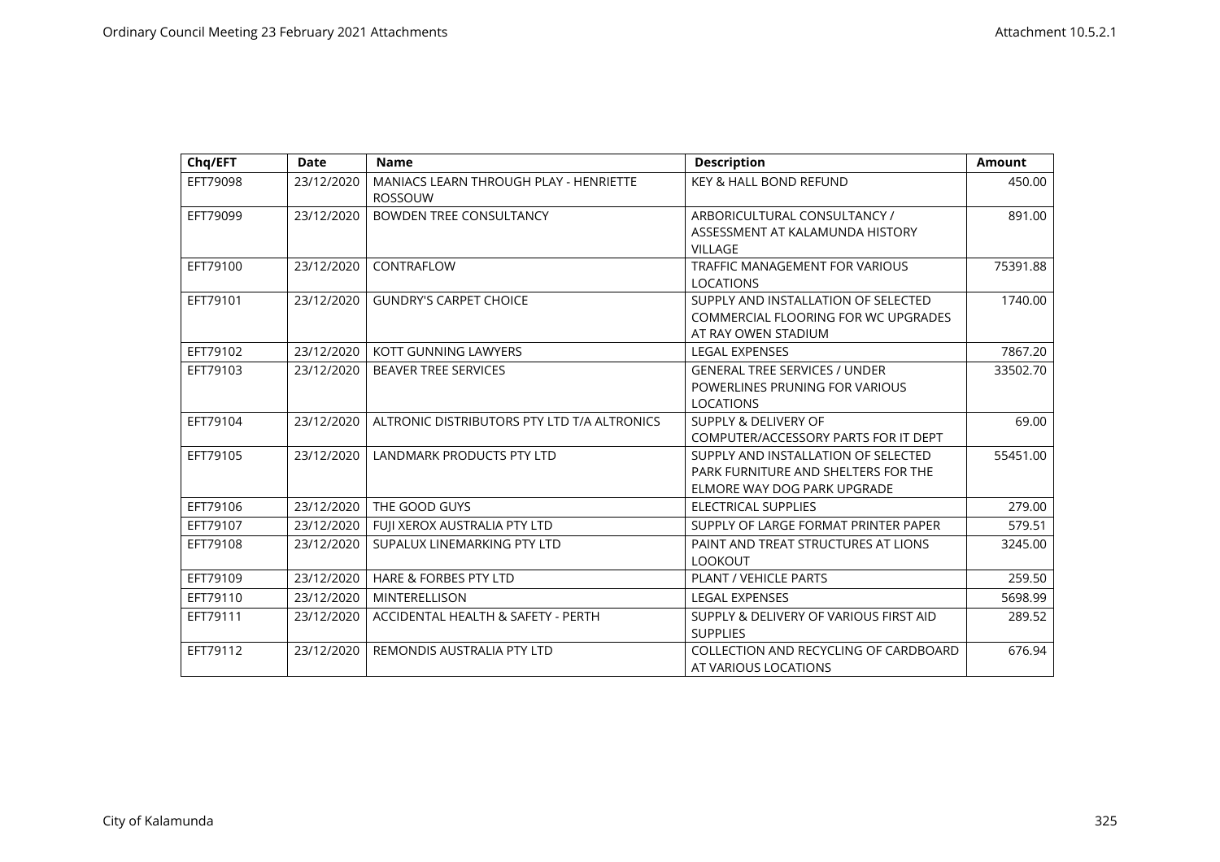| Chq/EFT | Date | Name | Description | Amount |
|---|---|---|---|---|
| EFT79098 | 23/12/2020 | MANIACS LEARN THROUGH PLAY - HENRIETTE ROSSOUW | KEY & HALL BOND REFUND | 450.00 |
| EFT79099 | 23/12/2020 | BOWDEN TREE CONSULTANCY | ARBORICULTURAL CONSULTANCY / ASSESSMENT AT KALAMUNDA HISTORY VILLAGE | 891.00 |
| EFT79100 | 23/12/2020 | CONTRAFLOW | TRAFFIC MANAGEMENT FOR VARIOUS LOCATIONS | 75391.88 |
| EFT79101 | 23/12/2020 | GUNDRY'S CARPET CHOICE | SUPPLY AND INSTALLATION OF SELECTED COMMERCIAL FLOORING FOR WC UPGRADES AT RAY OWEN STADIUM | 1740.00 |
| EFT79102 | 23/12/2020 | KOTT GUNNING LAWYERS | LEGAL EXPENSES | 7867.20 |
| EFT79103 | 23/12/2020 | BEAVER TREE SERVICES | GENERAL TREE SERVICES / UNDER POWERLINES PRUNING FOR VARIOUS LOCATIONS | 33502.70 |
| EFT79104 | 23/12/2020 | ALTRONIC DISTRIBUTORS PTY LTD T/A ALTRONICS | SUPPLY & DELIVERY OF COMPUTER/ACCESSORY PARTS FOR IT DEPT | 69.00 |
| EFT79105 | 23/12/2020 | LANDMARK PRODUCTS PTY LTD | SUPPLY AND INSTALLATION OF SELECTED PARK FURNITURE AND SHELTERS FOR THE ELMORE WAY DOG PARK UPGRADE | 55451.00 |
| EFT79106 | 23/12/2020 | THE GOOD GUYS | ELECTRICAL SUPPLIES | 279.00 |
| EFT79107 | 23/12/2020 | FUJI XEROX AUSTRALIA PTY LTD | SUPPLY OF LARGE FORMAT PRINTER PAPER | 579.51 |
| EFT79108 | 23/12/2020 | SUPALUX LINEMARKING PTY LTD | PAINT AND TREAT STRUCTURES AT LIONS LOOKOUT | 3245.00 |
| EFT79109 | 23/12/2020 | HARE & FORBES PTY LTD | PLANT / VEHICLE PARTS | 259.50 |
| EFT79110 | 23/12/2020 | MINTERELLISON | LEGAL EXPENSES | 5698.99 |
| EFT79111 | 23/12/2020 | ACCIDENTAL HEALTH & SAFETY - PERTH | SUPPLY & DELIVERY OF VARIOUS FIRST AID SUPPLIES | 289.52 |
| EFT79112 | 23/12/2020 | REMONDIS AUSTRALIA PTY LTD | COLLECTION AND RECYCLING OF CARDBOARD AT VARIOUS LOCATIONS | 676.94 |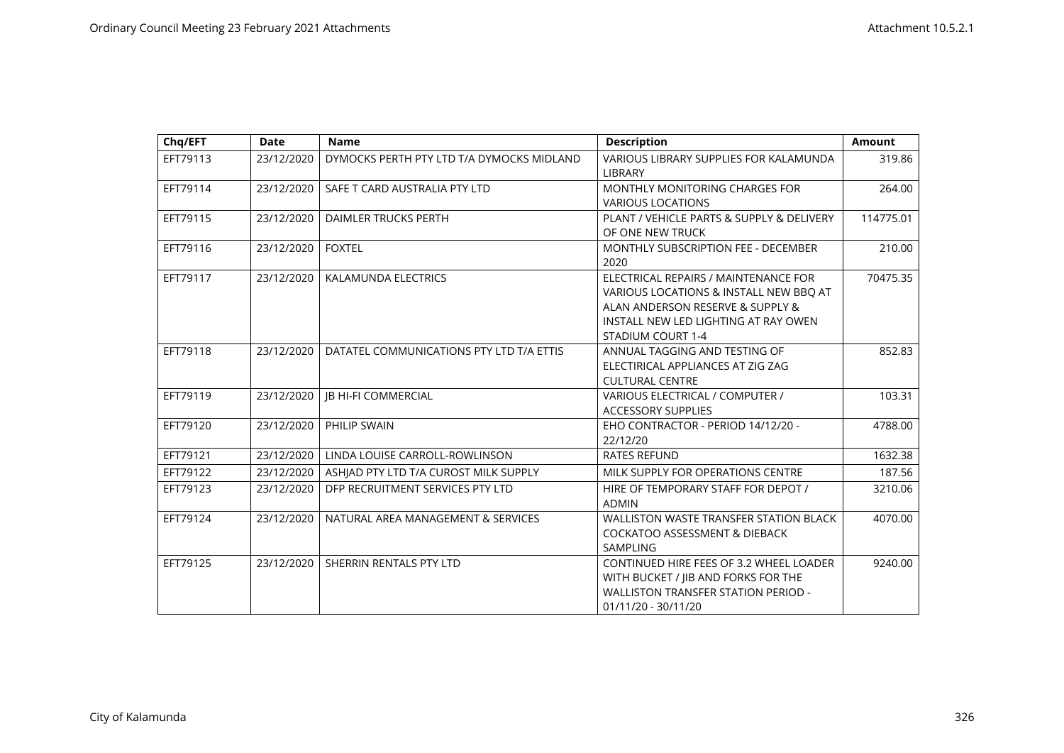| Chq/EFT | Date | Name | Description | Amount |
|---|---|---|---|---|
| EFT79113 | 23/12/2020 | DYMOCKS PERTH PTY LTD T/A DYMOCKS MIDLAND | VARIOUS LIBRARY SUPPLIES FOR KALAMUNDA LIBRARY | 319.86 |
| EFT79114 | 23/12/2020 | SAFE T CARD AUSTRALIA PTY LTD | MONTHLY MONITORING CHARGES FOR VARIOUS LOCATIONS | 264.00 |
| EFT79115 | 23/12/2020 | DAIMLER TRUCKS PERTH | PLANT / VEHICLE PARTS & SUPPLY & DELIVERY OF ONE NEW TRUCK | 114775.01 |
| EFT79116 | 23/12/2020 | FOXTEL | MONTHLY SUBSCRIPTION FEE - DECEMBER 2020 | 210.00 |
| EFT79117 | 23/12/2020 | KALAMUNDA ELECTRICS | ELECTRICAL REPAIRS / MAINTENANCE FOR VARIOUS LOCATIONS & INSTALL NEW BBQ AT ALAN ANDERSON RESERVE & SUPPLY & INSTALL NEW LED LIGHTING AT RAY OWEN STADIUM COURT 1-4 | 70475.35 |
| EFT79118 | 23/12/2020 | DATATEL COMMUNICATIONS PTY LTD T/A ETTIS | ANNUAL TAGGING AND TESTING OF ELECTIRICAL APPLIANCES AT ZIG ZAG CULTURAL CENTRE | 852.83 |
| EFT79119 | 23/12/2020 | JB HI-FI COMMERCIAL | VARIOUS ELECTRICAL / COMPUTER / ACCESSORY SUPPLIES | 103.31 |
| EFT79120 | 23/12/2020 | PHILIP SWAIN | EHO CONTRACTOR - PERIOD 14/12/20 - 22/12/20 | 4788.00 |
| EFT79121 | 23/12/2020 | LINDA LOUISE CARROLL-ROWLINSON | RATES REFUND | 1632.38 |
| EFT79122 | 23/12/2020 | ASHJAD PTY LTD T/A CUROST MILK SUPPLY | MILK SUPPLY FOR OPERATIONS CENTRE | 187.56 |
| EFT79123 | 23/12/2020 | DFP RECRUITMENT SERVICES PTY LTD | HIRE OF TEMPORARY STAFF FOR DEPOT / ADMIN | 3210.06 |
| EFT79124 | 23/12/2020 | NATURAL AREA MANAGEMENT & SERVICES | WALLISTON WASTE TRANSFER STATION BLACK COCKATOO ASSESSMENT & DIEBACK SAMPLING | 4070.00 |
| EFT79125 | 23/12/2020 | SHERRIN RENTALS PTY LTD | CONTINUED HIRE FEES OF 3.2 WHEEL LOADER WITH BUCKET / JIB AND FORKS FOR THE WALLISTON TRANSFER STATION PERIOD - 01/11/20 - 30/11/20 | 9240.00 |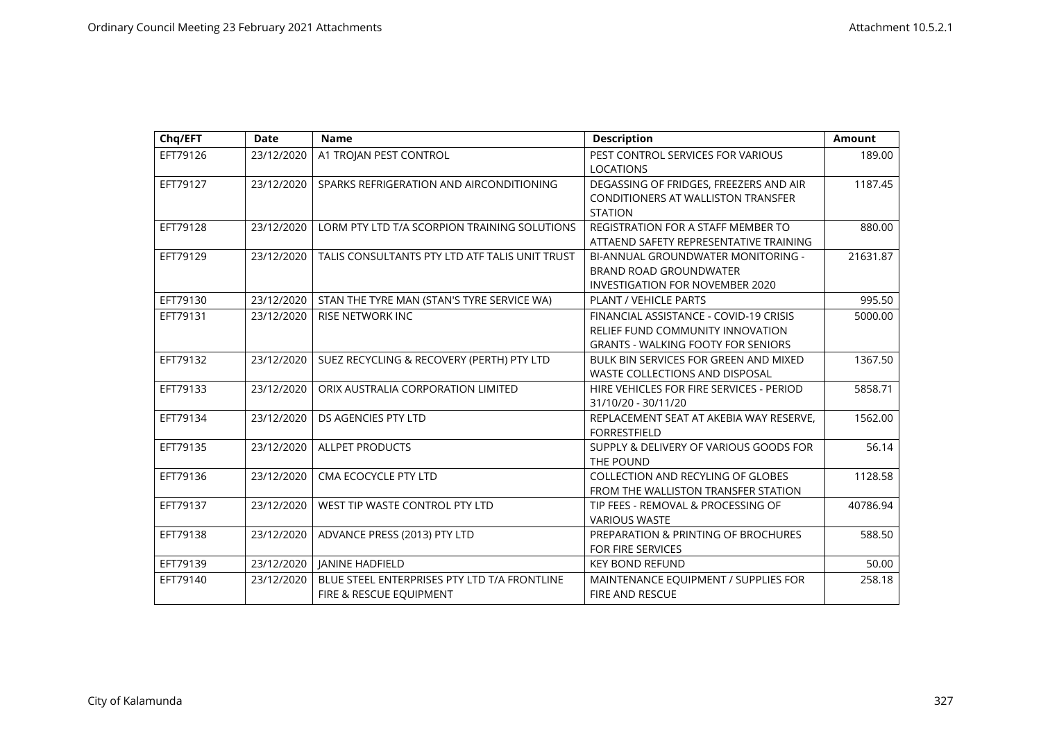| Chq/EFT | Date | Name | Description | Amount |
|---|---|---|---|---|
| EFT79126 | 23/12/2020 | A1 TROJAN PEST CONTROL | PEST CONTROL SERVICES FOR VARIOUS LOCATIONS | 189.00 |
| EFT79127 | 23/12/2020 | SPARKS REFRIGERATION AND AIRCONDITIONING | DEGASSING OF FRIDGES, FREEZERS AND AIR CONDITIONERS AT WALLISTON TRANSFER STATION | 1187.45 |
| EFT79128 | 23/12/2020 | LORM PTY LTD T/A SCORPION TRAINING SOLUTIONS | REGISTRATION FOR A STAFF MEMBER TO ATTAEND SAFETY REPRESENTATIVE TRAINING | 880.00 |
| EFT79129 | 23/12/2020 | TALIS CONSULTANTS PTY LTD ATF TALIS UNIT TRUST | BI-ANNUAL GROUNDWATER MONITORING - BRAND ROAD GROUNDWATER INVESTIGATION FOR NOVEMBER 2020 | 21631.87 |
| EFT79130 | 23/12/2020 | STAN THE TYRE MAN (STAN'S TYRE SERVICE WA) | PLANT / VEHICLE PARTS | 995.50 |
| EFT79131 | 23/12/2020 | RISE NETWORK INC | FINANCIAL ASSISTANCE - COVID-19 CRISIS RELIEF FUND COMMUNITY INNOVATION GRANTS - WALKING FOOTY FOR SENIORS | 5000.00 |
| EFT79132 | 23/12/2020 | SUEZ RECYCLING & RECOVERY (PERTH) PTY LTD | BULK BIN SERVICES FOR GREEN AND MIXED WASTE COLLECTIONS AND DISPOSAL | 1367.50 |
| EFT79133 | 23/12/2020 | ORIX AUSTRALIA CORPORATION LIMITED | HIRE VEHICLES FOR FIRE SERVICES - PERIOD 31/10/20 - 30/11/20 | 5858.71 |
| EFT79134 | 23/12/2020 | DS AGENCIES PTY LTD | REPLACEMENT SEAT AT AKEBIA WAY RESERVE, FORRESTFIELD | 1562.00 |
| EFT79135 | 23/12/2020 | ALLPET PRODUCTS | SUPPLY & DELIVERY OF VARIOUS GOODS FOR THE POUND | 56.14 |
| EFT79136 | 23/12/2020 | CMA ECOCYCLE PTY LTD | COLLECTION AND RECYLING OF GLOBES FROM THE WALLISTON TRANSFER STATION | 1128.58 |
| EFT79137 | 23/12/2020 | WEST TIP WASTE CONTROL PTY LTD | TIP FEES - REMOVAL & PROCESSING OF VARIOUS WASTE | 40786.94 |
| EFT79138 | 23/12/2020 | ADVANCE PRESS (2013) PTY LTD | PREPARATION & PRINTING OF BROCHURES FOR FIRE SERVICES | 588.50 |
| EFT79139 | 23/12/2020 | JANINE HADFIELD | KEY BOND REFUND | 50.00 |
| EFT79140 | 23/12/2020 | BLUE STEEL ENTERPRISES PTY LTD T/A FRONTLINE FIRE & RESCUE EQUIPMENT | MAINTENANCE EQUIPMENT / SUPPLIES FOR FIRE AND RESCUE | 258.18 |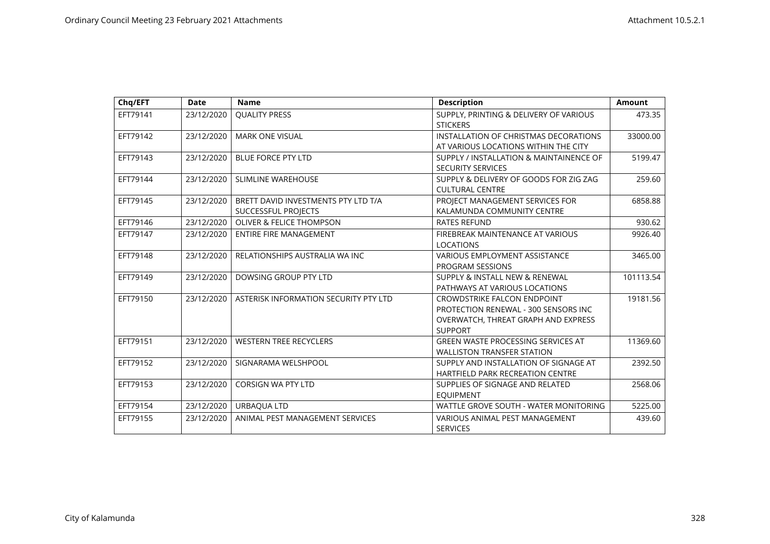| Chq/EFT | Date | Name | Description | Amount |
|---|---|---|---|---|
| EFT79141 | 23/12/2020 | QUALITY PRESS | SUPPLY, PRINTING & DELIVERY OF VARIOUS STICKERS | 473.35 |
| EFT79142 | 23/12/2020 | MARK ONE VISUAL | INSTALLATION OF CHRISTMAS DECORATIONS AT VARIOUS LOCATIONS WITHIN THE CITY | 33000.00 |
| EFT79143 | 23/12/2020 | BLUE FORCE PTY LTD | SUPPLY / INSTALLATION & MAINTAINENCE OF SECURITY SERVICES | 5199.47 |
| EFT79144 | 23/12/2020 | SLIMLINE WAREHOUSE | SUPPLY & DELIVERY OF GOODS FOR ZIG ZAG CULTURAL CENTRE | 259.60 |
| EFT79145 | 23/12/2020 | BRETT DAVID INVESTMENTS PTY LTD T/A SUCCESSFUL PROJECTS | PROJECT MANAGEMENT SERVICES FOR KALAMUNDA COMMUNITY CENTRE | 6858.88 |
| EFT79146 | 23/12/2020 | OLIVER & FELICE THOMPSON | RATES REFUND | 930.62 |
| EFT79147 | 23/12/2020 | ENTIRE FIRE MANAGEMENT | FIREBREAK MAINTENANCE AT VARIOUS LOCATIONS | 9926.40 |
| EFT79148 | 23/12/2020 | RELATIONSHIPS AUSTRALIA WA INC | VARIOUS EMPLOYMENT ASSISTANCE PROGRAM SESSIONS | 3465.00 |
| EFT79149 | 23/12/2020 | DOWSING GROUP PTY LTD | SUPPLY & INSTALL NEW & RENEWAL PATHWAYS AT VARIOUS LOCATIONS | 101113.54 |
| EFT79150 | 23/12/2020 | ASTERISK INFORMATION SECURITY PTY LTD | CROWDSTRIKE FALCON ENDPOINT PROTECTION RENEWAL - 300 SENSORS INC OVERWATCH, THREAT GRAPH AND EXPRESS SUPPORT | 19181.56 |
| EFT79151 | 23/12/2020 | WESTERN TREE RECYCLERS | GREEN WASTE PROCESSING SERVICES AT WALLISTON TRANSFER STATION | 11369.60 |
| EFT79152 | 23/12/2020 | SIGNARAMA WELSHPOOL | SUPPLY AND INSTALLATION OF SIGNAGE AT HARTFIELD PARK RECREATION CENTRE | 2392.50 |
| EFT79153 | 23/12/2020 | CORSIGN WA PTY LTD | SUPPLIES OF SIGNAGE AND RELATED EQUIPMENT | 2568.06 |
| EFT79154 | 23/12/2020 | URBAQUA LTD | WATTLE GROVE SOUTH - WATER MONITORING | 5225.00 |
| EFT79155 | 23/12/2020 | ANIMAL PEST MANAGEMENT SERVICES | VARIOUS ANIMAL PEST MANAGEMENT SERVICES | 439.60 |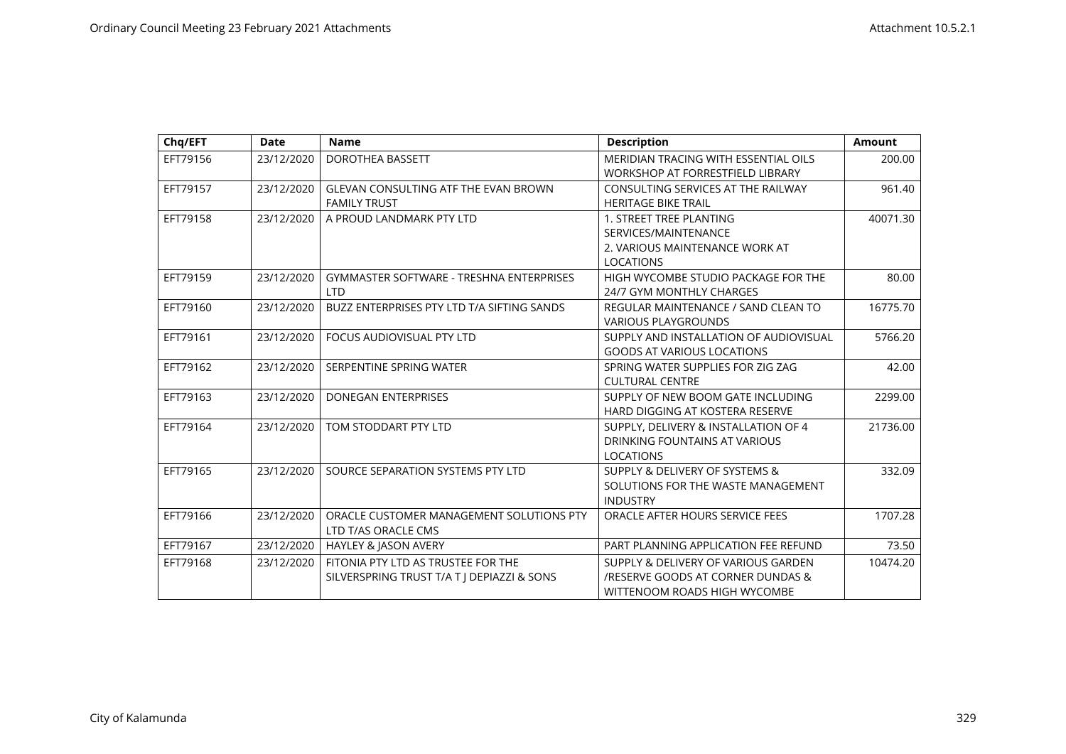| Chq/EFT | Date | Name | Description | Amount |
|---|---|---|---|---|
| EFT79156 | 23/12/2020 | DOROTHEA BASSETT | MERIDIAN TRACING WITH ESSENTIAL OILS WORKSHOP AT FORRESTFIELD LIBRARY | 200.00 |
| EFT79157 | 23/12/2020 | GLEVAN CONSULTING ATF THE EVAN BROWN FAMILY TRUST | CONSULTING SERVICES AT THE RAILWAY HERITAGE BIKE TRAIL | 961.40 |
| EFT79158 | 23/12/2020 | A PROUD LANDMARK PTY LTD | 1. STREET TREE PLANTING SERVICES/MAINTENANCE 2. VARIOUS MAINTENANCE WORK AT LOCATIONS | 40071.30 |
| EFT79159 | 23/12/2020 | GYMMASTER SOFTWARE - TRESHNA ENTERPRISES LTD | HIGH WYCOMBE STUDIO PACKAGE FOR THE 24/7 GYM MONTHLY CHARGES | 80.00 |
| EFT79160 | 23/12/2020 | BUZZ ENTERPRISES PTY LTD T/A SIFTING SANDS | REGULAR MAINTENANCE / SAND CLEAN TO VARIOUS PLAYGROUNDS | 16775.70 |
| EFT79161 | 23/12/2020 | FOCUS AUDIOVISUAL PTY LTD | SUPPLY AND INSTALLATION OF AUDIOVISUAL GOODS AT VARIOUS LOCATIONS | 5766.20 |
| EFT79162 | 23/12/2020 | SERPENTINE SPRING WATER | SPRING WATER SUPPLIES FOR ZIG ZAG CULTURAL CENTRE | 42.00 |
| EFT79163 | 23/12/2020 | DONEGAN ENTERPRISES | SUPPLY OF NEW BOOM GATE INCLUDING HARD DIGGING AT KOSTERA RESERVE | 2299.00 |
| EFT79164 | 23/12/2020 | TOM STODDART PTY LTD | SUPPLY, DELIVERY & INSTALLATION OF 4 DRINKING FOUNTAINS AT VARIOUS LOCATIONS | 21736.00 |
| EFT79165 | 23/12/2020 | SOURCE SEPARATION SYSTEMS PTY LTD | SUPPLY & DELIVERY OF SYSTEMS & SOLUTIONS FOR THE WASTE MANAGEMENT INDUSTRY | 332.09 |
| EFT79166 | 23/12/2020 | ORACLE CUSTOMER MANAGEMENT SOLUTIONS PTY LTD T/AS ORACLE CMS | ORACLE AFTER HOURS SERVICE FEES | 1707.28 |
| EFT79167 | 23/12/2020 | HAYLEY & JASON AVERY | PART PLANNING APPLICATION FEE REFUND | 73.50 |
| EFT79168 | 23/12/2020 | FITONIA PTY LTD AS TRUSTEE FOR THE SILVERSPRING TRUST T/A T J DEPIAZZI & SONS | SUPPLY & DELIVERY OF VARIOUS GARDEN /RESERVE GOODS AT CORNER DUNDAS & WITTENOOM ROADS HIGH WYCOMBE | 10474.20 |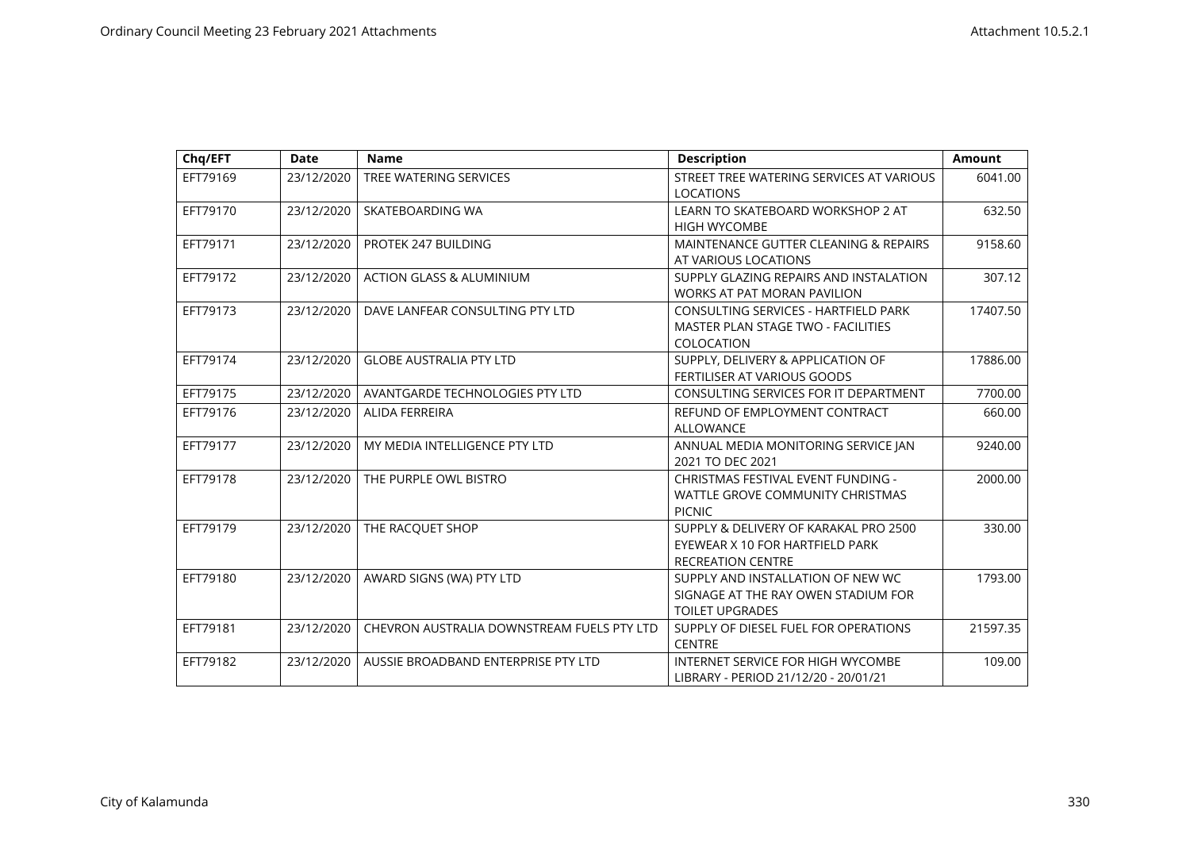| Chq/EFT | Date | Name | Description | Amount |
|---|---|---|---|---|
| EFT79169 | 23/12/2020 | TREE WATERING SERVICES | STREET TREE WATERING SERVICES AT VARIOUS LOCATIONS | 6041.00 |
| EFT79170 | 23/12/2020 | SKATEBOARDING WA | LEARN TO SKATEBOARD WORKSHOP 2 AT HIGH WYCOMBE | 632.50 |
| EFT79171 | 23/12/2020 | PROTEK 247 BUILDING | MAINTENANCE GUTTER CLEANING & REPAIRS AT VARIOUS LOCATIONS | 9158.60 |
| EFT79172 | 23/12/2020 | ACTION GLASS & ALUMINIUM | SUPPLY GLAZING REPAIRS AND INSTALATION WORKS AT PAT MORAN PAVILION | 307.12 |
| EFT79173 | 23/12/2020 | DAVE LANFEAR CONSULTING PTY LTD | CONSULTING SERVICES - HARTFIELD PARK MASTER PLAN STAGE TWO - FACILITIES COLOCATION | 17407.50 |
| EFT79174 | 23/12/2020 | GLOBE AUSTRALIA PTY LTD | SUPPLY, DELIVERY & APPLICATION OF FERTILISER AT VARIOUS GOODS | 17886.00 |
| EFT79175 | 23/12/2020 | AVANTGARDE TECHNOLOGIES PTY LTD | CONSULTING SERVICES FOR IT DEPARTMENT | 7700.00 |
| EFT79176 | 23/12/2020 | ALIDA FERREIRA | REFUND OF EMPLOYMENT CONTRACT ALLOWANCE | 660.00 |
| EFT79177 | 23/12/2020 | MY MEDIA INTELLIGENCE PTY LTD | ANNUAL MEDIA MONITORING SERVICE JAN 2021 TO DEC 2021 | 9240.00 |
| EFT79178 | 23/12/2020 | THE PURPLE OWL BISTRO | CHRISTMAS FESTIVAL EVENT FUNDING - WATTLE GROVE COMMUNITY CHRISTMAS PICNIC | 2000.00 |
| EFT79179 | 23/12/2020 | THE RACQUET SHOP | SUPPLY & DELIVERY OF KARAKAL PRO 2500 EYEWEAR X 10 FOR HARTFIELD PARK RECREATION CENTRE | 330.00 |
| EFT79180 | 23/12/2020 | AWARD SIGNS (WA) PTY LTD | SUPPLY AND INSTALLATION OF NEW WC SIGNAGE AT THE RAY OWEN STADIUM FOR TOILET UPGRADES | 1793.00 |
| EFT79181 | 23/12/2020 | CHEVRON AUSTRALIA DOWNSTREAM FUELS PTY LTD | SUPPLY OF DIESEL FUEL FOR OPERATIONS CENTRE | 21597.35 |
| EFT79182 | 23/12/2020 | AUSSIE BROADBAND ENTERPRISE PTY LTD | INTERNET SERVICE FOR HIGH WYCOMBE LIBRARY - PERIOD 21/12/20 - 20/01/21 | 109.00 |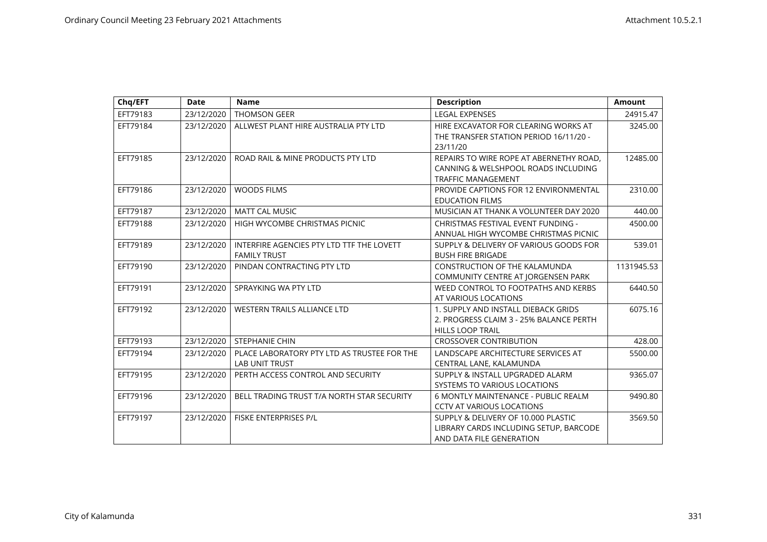| Chq/EFT | Date | Name | Description | Amount |
|---|---|---|---|---|
| EFT79183 | 23/12/2020 | THOMSON GEER | LEGAL EXPENSES | 24915.47 |
| EFT79184 | 23/12/2020 | ALLWEST PLANT HIRE AUSTRALIA PTY LTD | HIRE EXCAVATOR FOR CLEARING WORKS AT THE TRANSFER STATION PERIOD 16/11/20 - 23/11/20 | 3245.00 |
| EFT79185 | 23/12/2020 | ROAD RAIL & MINE PRODUCTS PTY LTD | REPAIRS TO WIRE ROPE AT ABERNETHY ROAD, CANNING & WELSHPOOL ROADS INCLUDING TRAFFIC MANAGEMENT | 12485.00 |
| EFT79186 | 23/12/2020 | WOODS FILMS | PROVIDE CAPTIONS FOR 12 ENVIRONMENTAL EDUCATION FILMS | 2310.00 |
| EFT79187 | 23/12/2020 | MATT CAL MUSIC | MUSICIAN AT THANK A VOLUNTEER DAY 2020 | 440.00 |
| EFT79188 | 23/12/2020 | HIGH WYCOMBE CHRISTMAS PICNIC | CHRISTMAS FESTIVAL EVENT FUNDING - ANNUAL HIGH WYCOMBE CHRISTMAS PICNIC | 4500.00 |
| EFT79189 | 23/12/2020 | INTERFIRE AGENCIES PTY LTD TTF THE LOVETT FAMILY TRUST | SUPPLY & DELIVERY OF VARIOUS GOODS FOR BUSH FIRE BRIGADE | 539.01 |
| EFT79190 | 23/12/2020 | PINDAN CONTRACTING PTY LTD | CONSTRUCTION OF THE KALAMUNDA COMMUNITY CENTRE AT JORGENSEN PARK | 1131945.53 |
| EFT79191 | 23/12/2020 | SPRAYKING WA PTY LTD | WEED CONTROL TO FOOTPATHS AND KERBS AT VARIOUS LOCATIONS | 6440.50 |
| EFT79192 | 23/12/2020 | WESTERN TRAILS ALLIANCE LTD | 1. SUPPLY AND INSTALL DIEBACK GRIDS 2. PROGRESS CLAIM 3 - 25% BALANCE PERTH HILLS LOOP TRAIL | 6075.16 |
| EFT79193 | 23/12/2020 | STEPHANIE CHIN | CROSSOVER CONTRIBUTION | 428.00 |
| EFT79194 | 23/12/2020 | PLACE LABORATORY PTY LTD AS TRUSTEE FOR THE LAB UNIT TRUST | LANDSCAPE ARCHITECTURE SERVICES AT CENTRAL LANE, KALAMUNDA | 5500.00 |
| EFT79195 | 23/12/2020 | PERTH ACCESS CONTROL AND SECURITY | SUPPLY & INSTALL UPGRADED ALARM SYSTEMS TO VARIOUS LOCATIONS | 9365.07 |
| EFT79196 | 23/12/2020 | BELL TRADING TRUST T/A NORTH STAR SECURITY | 6 MONTLY MAINTENANCE - PUBLIC REALM CCTV AT VARIOUS LOCATIONS | 9490.80 |
| EFT79197 | 23/12/2020 | FISKE ENTERPRISES P/L | SUPPLY & DELIVERY OF 10.000 PLASTIC LIBRARY CARDS INCLUDING SETUP, BARCODE AND DATA FILE GENERATION | 3569.50 |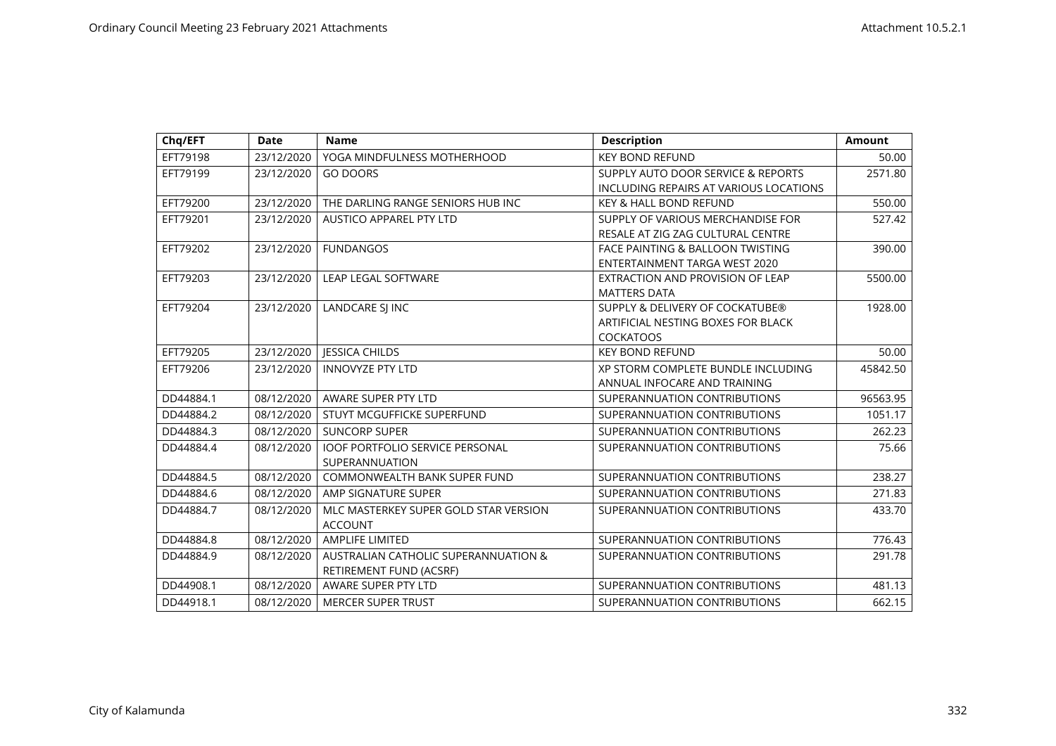| Chq/EFT | Date | Name | Description | Amount |
| --- | --- | --- | --- | --- |
| EFT79198 | 23/12/2020 | YOGA MINDFULNESS MOTHERHOOD | KEY BOND REFUND | 50.00 |
| EFT79199 | 23/12/2020 | GO DOORS | SUPPLY AUTO DOOR SERVICE & REPORTS INCLUDING REPAIRS AT VARIOUS LOCATIONS | 2571.80 |
| EFT79200 | 23/12/2020 | THE DARLING RANGE SENIORS HUB INC | KEY & HALL BOND REFUND | 550.00 |
| EFT79201 | 23/12/2020 | AUSTICO APPAREL PTY LTD | SUPPLY OF VARIOUS MERCHANDISE FOR RESALE AT ZIG ZAG CULTURAL CENTRE | 527.42 |
| EFT79202 | 23/12/2020 | FUNDANGOS | FACE PAINTING & BALLOON TWISTING ENTERTAINMENT TARGA WEST 2020 | 390.00 |
| EFT79203 | 23/12/2020 | LEAP LEGAL SOFTWARE | EXTRACTION AND PROVISION OF LEAP MATTERS DATA | 5500.00 |
| EFT79204 | 23/12/2020 | LANDCARE SJ INC | SUPPLY & DELIVERY OF COCKATUBE® ARTIFICIAL NESTING BOXES FOR BLACK COCKATOOS | 1928.00 |
| EFT79205 | 23/12/2020 | JESSICA CHILDS | KEY BOND REFUND | 50.00 |
| EFT79206 | 23/12/2020 | INNOVYZE PTY LTD | XP STORM COMPLETE BUNDLE INCLUDING ANNUAL INFOCARE AND TRAINING | 45842.50 |
| DD44884.1 | 08/12/2020 | AWARE SUPER PTY LTD | SUPERANNUATION CONTRIBUTIONS | 96563.95 |
| DD44884.2 | 08/12/2020 | STUYT MCGUFFICKE SUPERFUND | SUPERANNUATION CONTRIBUTIONS | 1051.17 |
| DD44884.3 | 08/12/2020 | SUNCORP SUPER | SUPERANNUATION CONTRIBUTIONS | 262.23 |
| DD44884.4 | 08/12/2020 | IOOF PORTFOLIO SERVICE PERSONAL SUPERANNUATION | SUPERANNUATION CONTRIBUTIONS | 75.66 |
| DD44884.5 | 08/12/2020 | COMMONWEALTH BANK SUPER FUND | SUPERANNUATION CONTRIBUTIONS | 238.27 |
| DD44884.6 | 08/12/2020 | AMP SIGNATURE SUPER | SUPERANNUATION CONTRIBUTIONS | 271.83 |
| DD44884.7 | 08/12/2020 | MLC MASTERKEY SUPER GOLD STAR VERSION ACCOUNT | SUPERANNUATION CONTRIBUTIONS | 433.70 |
| DD44884.8 | 08/12/2020 | AMPLIFE LIMITED | SUPERANNUATION CONTRIBUTIONS | 776.43 |
| DD44884.9 | 08/12/2020 | AUSTRALIAN CATHOLIC SUPERANNUATION & RETIREMENT FUND (ACSRF) | SUPERANNUATION CONTRIBUTIONS | 291.78 |
| DD44908.1 | 08/12/2020 | AWARE SUPER PTY LTD | SUPERANNUATION CONTRIBUTIONS | 481.13 |
| DD44918.1 | 08/12/2020 | MERCER SUPER TRUST | SUPERANNUATION CONTRIBUTIONS | 662.15 |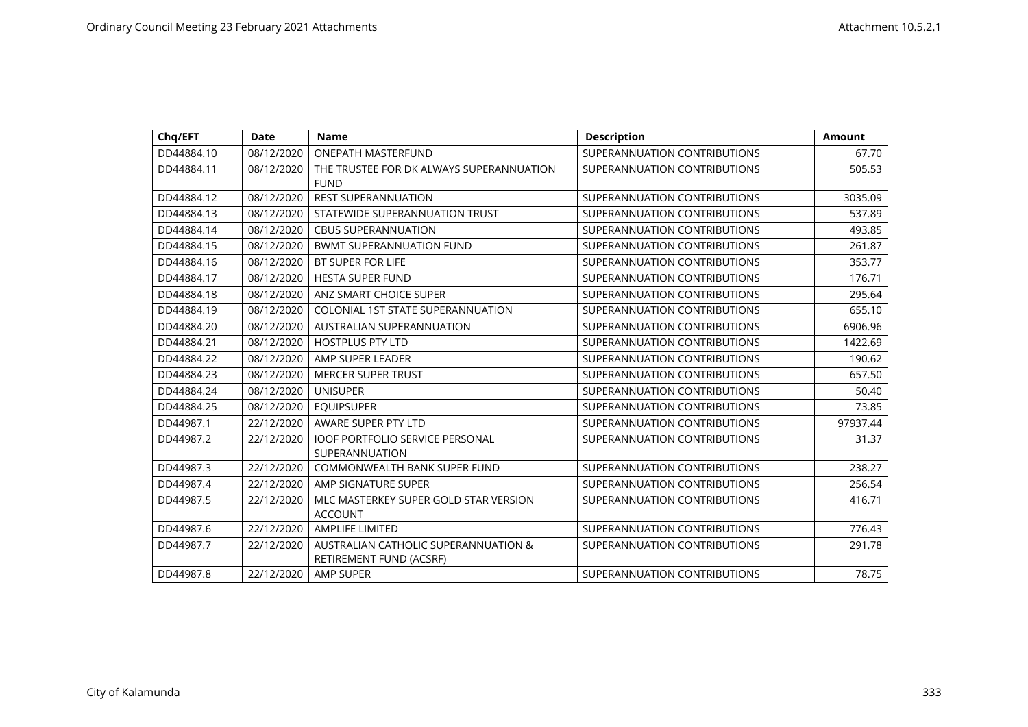| Chq/EFT | Date | Name | Description | Amount |
|---|---|---|---|---|
| DD44884.10 | 08/12/2020 | ONEPATH MASTERFUND | SUPERANNUATION CONTRIBUTIONS | 67.70 |
| DD44884.11 | 08/12/2020 | THE TRUSTEE FOR DK ALWAYS SUPERANNUATION FUND | SUPERANNUATION CONTRIBUTIONS | 505.53 |
| DD44884.12 | 08/12/2020 | REST SUPERANNUATION | SUPERANNUATION CONTRIBUTIONS | 3035.09 |
| DD44884.13 | 08/12/2020 | STATEWIDE SUPERANNUATION TRUST | SUPERANNUATION CONTRIBUTIONS | 537.89 |
| DD44884.14 | 08/12/2020 | CBUS SUPERANNUATION | SUPERANNUATION CONTRIBUTIONS | 493.85 |
| DD44884.15 | 08/12/2020 | BWMT SUPERANNUATION FUND | SUPERANNUATION CONTRIBUTIONS | 261.87 |
| DD44884.16 | 08/12/2020 | BT SUPER FOR LIFE | SUPERANNUATION CONTRIBUTIONS | 353.77 |
| DD44884.17 | 08/12/2020 | HESTA SUPER FUND | SUPERANNUATION CONTRIBUTIONS | 176.71 |
| DD44884.18 | 08/12/2020 | ANZ SMART CHOICE SUPER | SUPERANNUATION CONTRIBUTIONS | 295.64 |
| DD44884.19 | 08/12/2020 | COLONIAL 1ST STATE SUPERANNUATION | SUPERANNUATION CONTRIBUTIONS | 655.10 |
| DD44884.20 | 08/12/2020 | AUSTRALIAN SUPERANNUATION | SUPERANNUATION CONTRIBUTIONS | 6906.96 |
| DD44884.21 | 08/12/2020 | HOSTPLUS PTY LTD | SUPERANNUATION CONTRIBUTIONS | 1422.69 |
| DD44884.22 | 08/12/2020 | AMP SUPER LEADER | SUPERANNUATION CONTRIBUTIONS | 190.62 |
| DD44884.23 | 08/12/2020 | MERCER SUPER TRUST | SUPERANNUATION CONTRIBUTIONS | 657.50 |
| DD44884.24 | 08/12/2020 | UNISUPER | SUPERANNUATION CONTRIBUTIONS | 50.40 |
| DD44884.25 | 08/12/2020 | EQUIPSUPER | SUPERANNUATION CONTRIBUTIONS | 73.85 |
| DD44987.1 | 22/12/2020 | AWARE SUPER PTY LTD | SUPERANNUATION CONTRIBUTIONS | 97937.44 |
| DD44987.2 | 22/12/2020 | IOOF PORTFOLIO SERVICE PERSONAL SUPERANNUATION | SUPERANNUATION CONTRIBUTIONS | 31.37 |
| DD44987.3 | 22/12/2020 | COMMONWEALTH BANK SUPER FUND | SUPERANNUATION CONTRIBUTIONS | 238.27 |
| DD44987.4 | 22/12/2020 | AMP SIGNATURE SUPER | SUPERANNUATION CONTRIBUTIONS | 256.54 |
| DD44987.5 | 22/12/2020 | MLC MASTERKEY SUPER GOLD STAR VERSION ACCOUNT | SUPERANNUATION CONTRIBUTIONS | 416.71 |
| DD44987.6 | 22/12/2020 | AMPLIFE LIMITED | SUPERANNUATION CONTRIBUTIONS | 776.43 |
| DD44987.7 | 22/12/2020 | AUSTRALIAN CATHOLIC SUPERANNUATION & RETIREMENT FUND (ACSRF) | SUPERANNUATION CONTRIBUTIONS | 291.78 |
| DD44987.8 | 22/12/2020 | AMP SUPER | SUPERANNUATION CONTRIBUTIONS | 78.75 |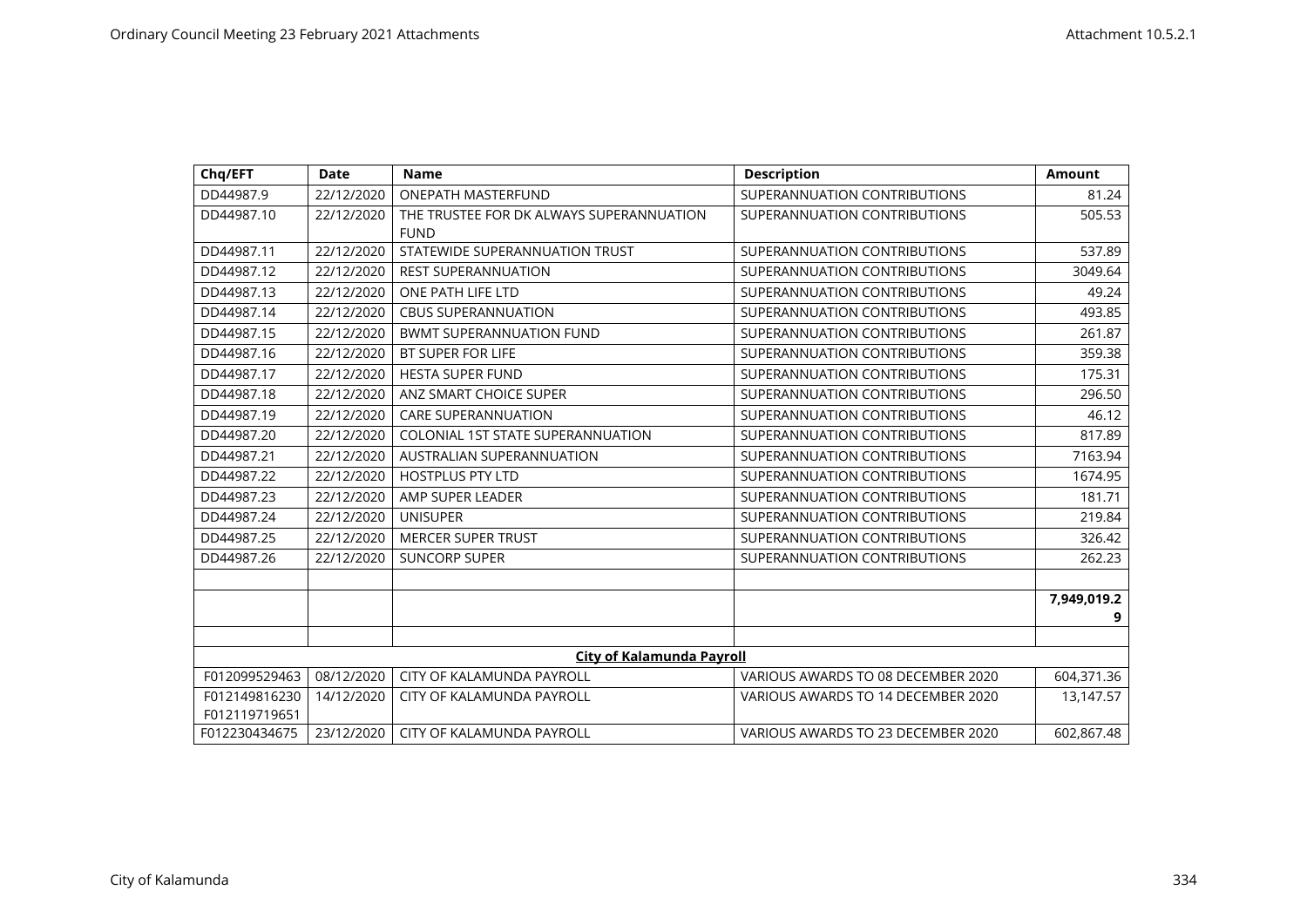| Chq/EFT | Date | Name | Description | Amount |
|---|---|---|---|---|
| DD44987.9 | 22/12/2020 | ONEPATH MASTERFUND | SUPERANNUATION CONTRIBUTIONS | 81.24 |
| DD44987.10 | 22/12/2020 | THE TRUSTEE FOR DK ALWAYS SUPERANNUATION FUND | SUPERANNUATION CONTRIBUTIONS | 505.53 |
| DD44987.11 | 22/12/2020 | STATEWIDE SUPERANNUATION TRUST | SUPERANNUATION CONTRIBUTIONS | 537.89 |
| DD44987.12 | 22/12/2020 | REST SUPERANNUATION | SUPERANNUATION CONTRIBUTIONS | 3049.64 |
| DD44987.13 | 22/12/2020 | ONE PATH LIFE LTD | SUPERANNUATION CONTRIBUTIONS | 49.24 |
| DD44987.14 | 22/12/2020 | CBUS SUPERANNUATION | SUPERANNUATION CONTRIBUTIONS | 493.85 |
| DD44987.15 | 22/12/2020 | BWMT SUPERANNUATION FUND | SUPERANNUATION CONTRIBUTIONS | 261.87 |
| DD44987.16 | 22/12/2020 | BT SUPER FOR LIFE | SUPERANNUATION CONTRIBUTIONS | 359.38 |
| DD44987.17 | 22/12/2020 | HESTA SUPER FUND | SUPERANNUATION CONTRIBUTIONS | 175.31 |
| DD44987.18 | 22/12/2020 | ANZ SMART CHOICE SUPER | SUPERANNUATION CONTRIBUTIONS | 296.50 |
| DD44987.19 | 22/12/2020 | CARE SUPERANNUATION | SUPERANNUATION CONTRIBUTIONS | 46.12 |
| DD44987.20 | 22/12/2020 | COLONIAL 1ST STATE SUPERANNUATION | SUPERANNUATION CONTRIBUTIONS | 817.89 |
| DD44987.21 | 22/12/2020 | AUSTRALIAN SUPERANNUATION | SUPERANNUATION CONTRIBUTIONS | 7163.94 |
| DD44987.22 | 22/12/2020 | HOSTPLUS PTY LTD | SUPERANNUATION CONTRIBUTIONS | 1674.95 |
| DD44987.23 | 22/12/2020 | AMP SUPER LEADER | SUPERANNUATION CONTRIBUTIONS | 181.71 |
| DD44987.24 | 22/12/2020 | UNISUPER | SUPERANNUATION CONTRIBUTIONS | 219.84 |
| DD44987.25 | 22/12/2020 | MERCER SUPER TRUST | SUPERANNUATION CONTRIBUTIONS | 326.42 |
| DD44987.26 | 22/12/2020 | SUNCORP SUPER | SUPERANNUATION CONTRIBUTIONS | 262.23 |
| | | | | |
| | | | | **7,949,019.29** |
| | | | | |
| **City of Kalamunda Payroll** | | | | |
| F012099529463 | 08/12/2020 | CITY OF KALAMUNDA PAYROLL | VARIOUS AWARDS TO 08 DECEMBER 2020 | 604,371.36 |
| F012149816230 F012119719651 | 14/12/2020 | CITY OF KALAMUNDA PAYROLL | VARIOUS AWARDS TO 14 DECEMBER 2020 | 13,147.57 |
| F012230434675 | 23/12/2020 | CITY OF KALAMUNDA PAYROLL | VARIOUS AWARDS TO 23 DECEMBER 2020 | 602,867.48 |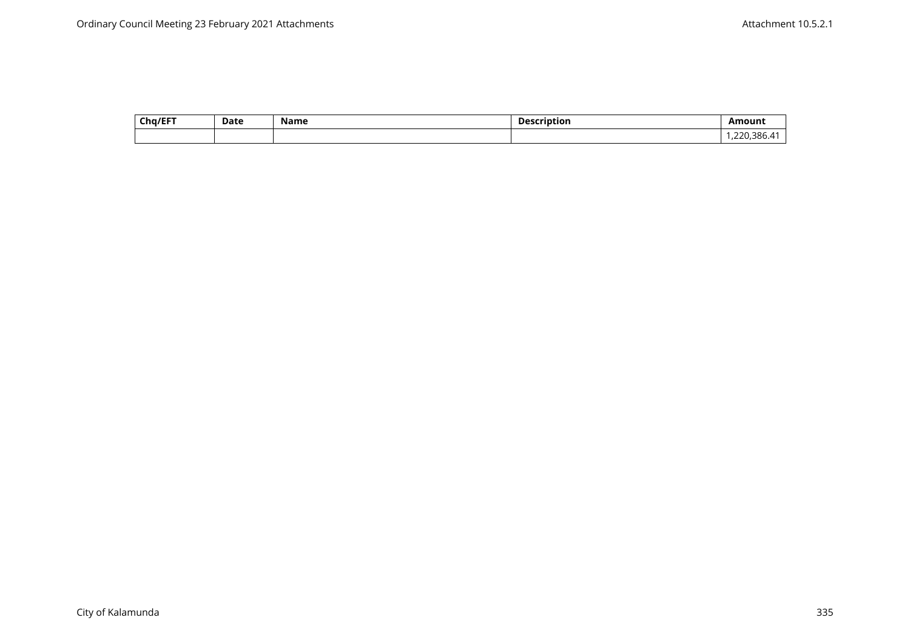| Chq/EFT | Date | Name | Description | Amount |
|---|---|---|---|---|
| | | | | 1,220,386.41 |